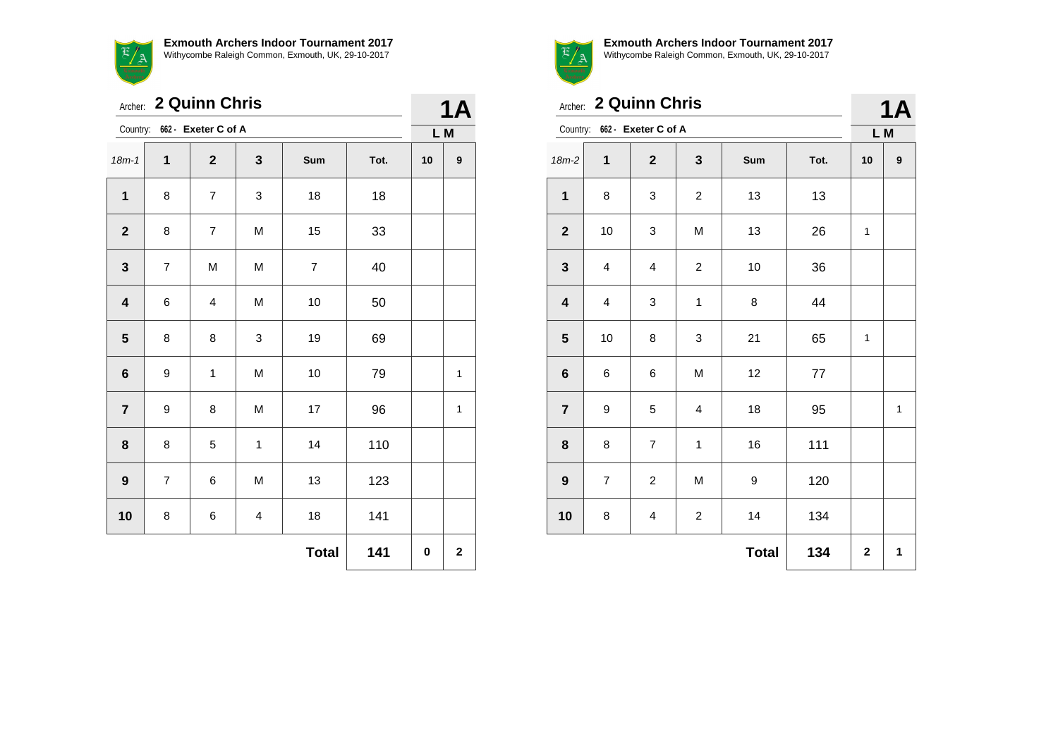**Exmouth Archers Indoor Tournament 2017**
Withycombe Raleigh Common, Exmouth, UK, 29-10-2017

Archer: **2 Quinn Chris**

Country: 662 - **Exeter C of A**

**1A**

**L M**

| 18m-1 | 1 | 2 | 3 | Sum | Tot. | 10 | 9 |
|---|---|---|---|---|---|---|---|
| **1** | 8 | 7 | 3 | 18 | 18 | | |
| **2** | 8 | 7 | M | 15 | 33 | | |
| **3** | 7 | M | M | 7 | 40 | | |
| **4** | 6 | 4 | M | 10 | 50 | | |
| **5** | 8 | 8 | 3 | 19 | 69 | | |
| **6** | 9 | 1 | M | 10 | 79 | | 1 |
| **7** | 9 | 8 | M | 17 | 96 | | 1 |
| **8** | 8 | 5 | 1 | 14 | 110 | | |
| **9** | 7 | 6 | M | 13 | 123 | | |
| **10** | 8 | 6 | 4 | 18 | 141 | | |
| | | | | **Total** | **141** | **0** | **2** |

**Exmouth Archers Indoor Tournament 2017**
Withycombe Raleigh Common, Exmouth, UK, 29-10-2017

Archer: **2 Quinn Chris**

Country: 662 - **Exeter C of A**

**1A**

**L M**

| 18m-2 | 1 | 2 | 3 | Sum | Tot. | 10 | 9 |
|---|---|---|---|---|---|---|---|
| **1** | 8 | 3 | 2 | 13 | 13 | | |
| **2** | 10 | 3 | M | 13 | 26 | 1 | |
| **3** | 4 | 4 | 2 | 10 | 36 | | |
| **4** | 4 | 3 | 1 | 8 | 44 | | |
| **5** | 10 | 8 | 3 | 21 | 65 | 1 | |
| **6** | 6 | 6 | M | 12 | 77 | | |
| **7** | 9 | 5 | 4 | 18 | 95 | | 1 |
| **8** | 8 | 7 | 1 | 16 | 111 | | |
| **9** | 7 | 2 | M | 9 | 120 | | |
| **10** | 8 | 4 | 2 | 14 | 134 | | |
| | | | | **Total** | **134** | **2** | **1** |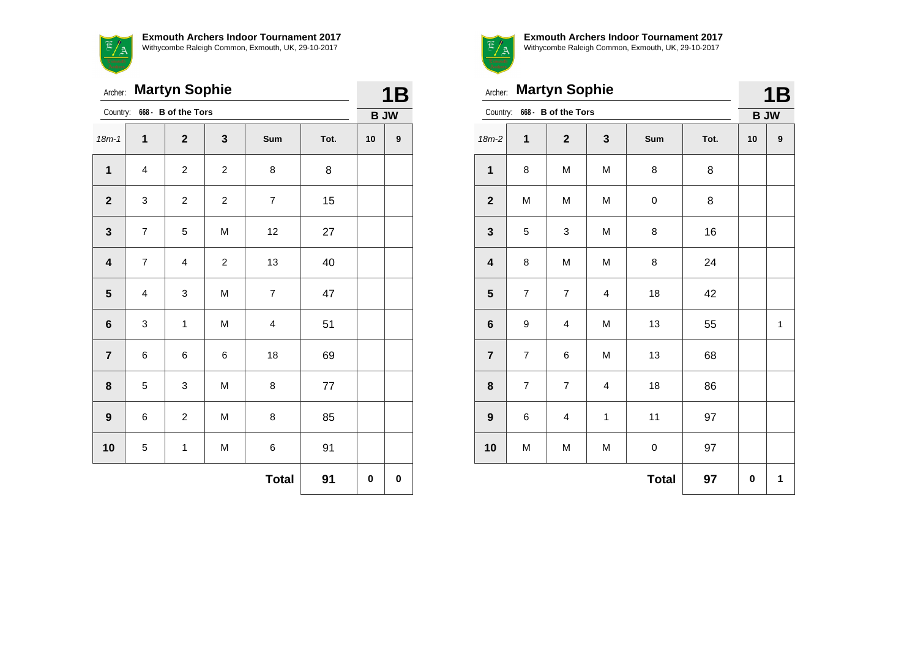**Exmouth Archers Indoor Tournament 2017**
Withycombe Raleigh Common, Exmouth, UK, 29-10-2017

Archer: **Martyn Sophie** **1B**

Country: 668 - **B of the Tors** **B JW**

| 18m-1 | 1 | 2 | 3 | Sum | Tot. | 10 | 9 |
|---|---|---|---|---|---|---|---|
| 1 | 4 | 2 | 2 | 8 | 8 | | |
| 2 | 3 | 2 | 2 | 7 | 15 | | |
| 3 | 7 | 5 | M | 12 | 27 | | |
| 4 | 7 | 4 | 2 | 13 | 40 | | |
| 5 | 4 | 3 | M | 7 | 47 | | |
| 6 | 3 | 1 | M | 4 | 51 | | |
| 7 | 6 | 6 | 6 | 18 | 69 | | |
| 8 | 5 | 3 | M | 8 | 77 | | |
| 9 | 6 | 2 | M | 8 | 85 | | |
| 10 | 5 | 1 | M | 6 | 91 | | |
| | | | | **Total** | **91** | **0** | **0** |

**Exmouth Archers Indoor Tournament 2017**
Withycombe Raleigh Common, Exmouth, UK, 29-10-2017

Archer: **Martyn Sophie** **1B**

Country: 668 - **B of the Tors** **B JW**

| 18m-2 | 1 | 2 | 3 | Sum | Tot. | 10 | 9 |
|---|---|---|---|---|---|---|---|
| 1 | 8 | M | M | 8 | 8 | | |
| 2 | M | M | M | 0 | 8 | | |
| 3 | 5 | 3 | M | 8 | 16 | | |
| 4 | 8 | M | M | 8 | 24 | | |
| 5 | 7 | 7 | 4 | 18 | 42 | | |
| 6 | 9 | 4 | M | 13 | 55 | | 1 |
| 7 | 7 | 6 | M | 13 | 68 | | |
| 8 | 7 | 7 | 4 | 18 | 86 | | |
| 9 | 6 | 4 | 1 | 11 | 97 | | |
| 10 | M | M | M | 0 | 97 | | |
| | | | | **Total** | **97** | **0** | **1** |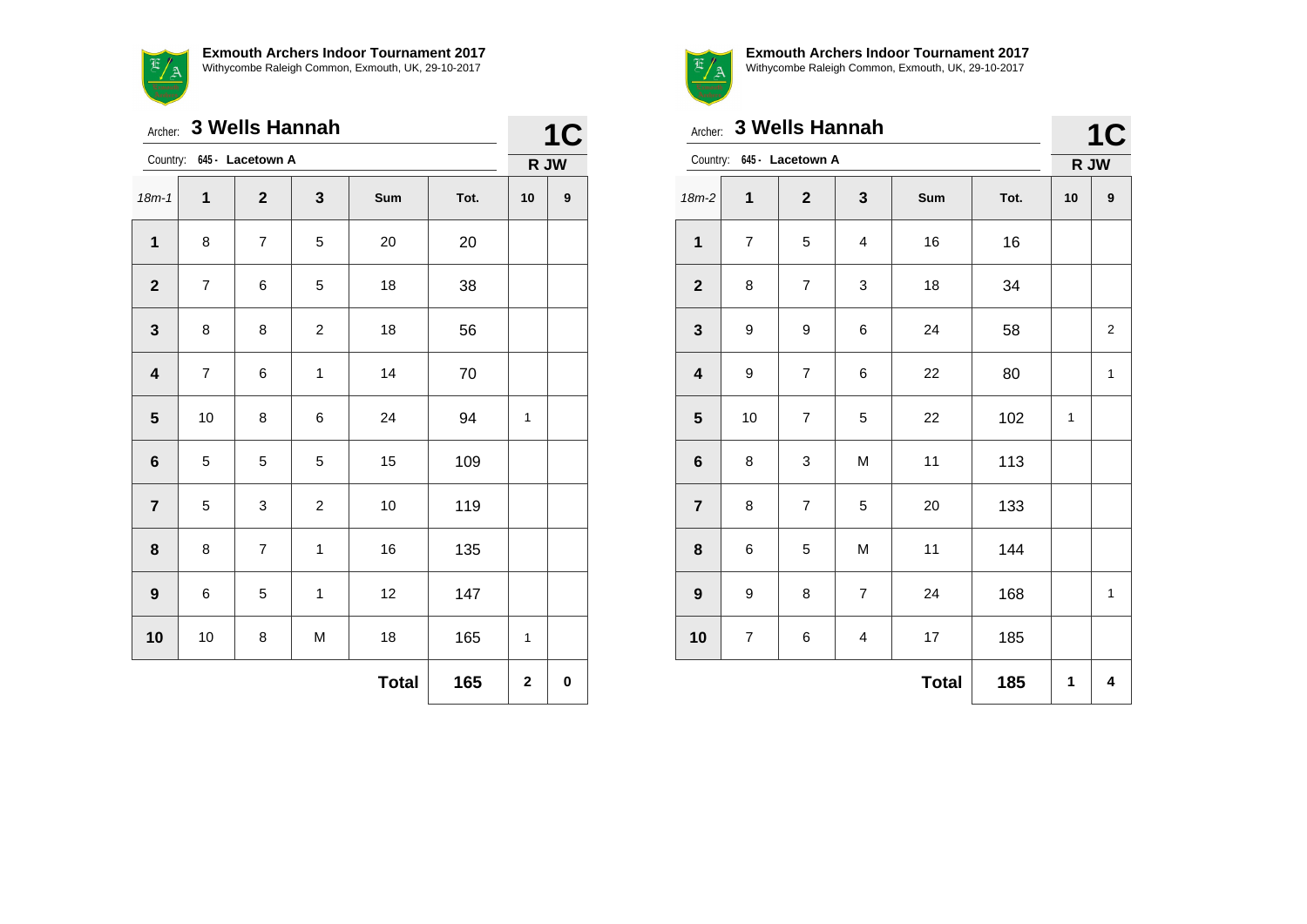**Exmouth Archers Indoor Tournament 2017**
Withycombe Raleigh Common, Exmouth, UK, 29-10-2017

Archer: **3 Wells Hannah** **1C**

Country: **645 - Lacetown A** **R JW**

| 18m-1 | 1 | 2 | 3 | Sum | Tot. | 10 | 9 |
|---|---|---|---|---|---|---|---|
| **1** | 8 | 7 | 5 | 20 | 20 | | |
| **2** | 7 | 6 | 5 | 18 | 38 | | |
| **3** | 8 | 8 | 2 | 18 | 56 | | |
| **4** | 7 | 6 | 1 | 14 | 70 | | |
| **5** | 10 | 8 | 6 | 24 | 94 | 1 | |
| **6** | 5 | 5 | 5 | 15 | 109 | | |
| **7** | 5 | 3 | 2 | 10 | 119 | | |
| **8** | 8 | 7 | 1 | 16 | 135 | | |
| **9** | 6 | 5 | 1 | 12 | 147 | | |
| **10** | 10 | 8 | M | 18 | 165 | 1 | |
| | | | | **Total** | **165** | **2** | **0** |

**Exmouth Archers Indoor Tournament 2017**
Withycombe Raleigh Common, Exmouth, UK, 29-10-2017

Archer: **3 Wells Hannah** **1C**

Country: **645 - Lacetown A** **R JW**

| 18m-2 | 1 | 2 | 3 | Sum | Tot. | 10 | 9 |
|---|---|---|---|---|---|---|---|
| **1** | 7 | 5 | 4 | 16 | 16 | | |
| **2** | 8 | 7 | 3 | 18 | 34 | | |
| **3** | 9 | 9 | 6 | 24 | 58 | | 2 |
| **4** | 9 | 7 | 6 | 22 | 80 | | 1 |
| **5** | 10 | 7 | 5 | 22 | 102 | 1 | |
| **6** | 8 | 3 | M | 11 | 113 | | |
| **7** | 8 | 7 | 5 | 20 | 133 | | |
| **8** | 6 | 5 | M | 11 | 144 | | |
| **9** | 9 | 8 | 7 | 24 | 168 | | 1 |
| **10** | 7 | 6 | 4 | 17 | 185 | | |
| | | | | **Total** | **185** | **1** | **4** |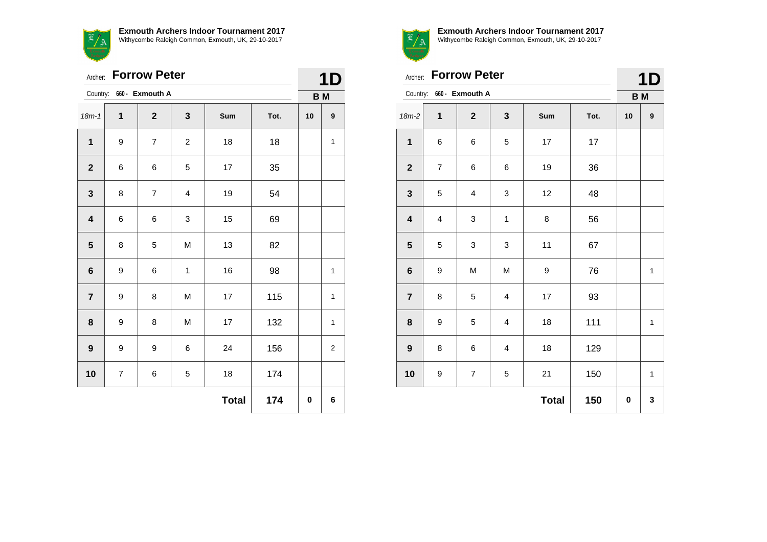**Exmouth Archers Indoor Tournament 2017**
Withycombe Raleigh Common, Exmouth, UK, 29-10-2017

Archer: **Forrow Peter**

Country: 660 - **Exmouth A**

**1D**

**B M**

| 18m-1 | 1 | 2 | 3 | Sum | Tot. | 10 | 9 |
|---|---|---|---|---|---|---|---|
| **1** | 9 | 7 | 2 | 18 | 18 | | 1 |
| **2** | 6 | 6 | 5 | 17 | 35 | | |
| **3** | 8 | 7 | 4 | 19 | 54 | | |
| **4** | 6 | 6 | 3 | 15 | 69 | | |
| **5** | 8 | 5 | M | 13 | 82 | | |
| **6** | 9 | 6 | 1 | 16 | 98 | | 1 |
| **7** | 9 | 8 | M | 17 | 115 | | 1 |
| **8** | 9 | 8 | M | 17 | 132 | | 1 |
| **9** | 9 | 9 | 6 | 24 | 156 | | 2 |
| **10** | 7 | 6 | 5 | 18 | 174 | | |
| | | | | **Total** | **174** | **0** | **6** |

**Exmouth Archers Indoor Tournament 2017**
Withycombe Raleigh Common, Exmouth, UK, 29-10-2017

Archer: **Forrow Peter**

Country: 660 - **Exmouth A**

**1D**

**B M**

| 18m-2 | 1 | 2 | 3 | Sum | Tot. | 10 | 9 |
|---|---|---|---|---|---|---|---|
| **1** | 6 | 6 | 5 | 17 | 17 | | |
| **2** | 7 | 6 | 6 | 19 | 36 | | |
| **3** | 5 | 4 | 3 | 12 | 48 | | |
| **4** | 4 | 3 | 1 | 8 | 56 | | |
| **5** | 5 | 3 | 3 | 11 | 67 | | |
| **6** | 9 | M | M | 9 | 76 | | 1 |
| **7** | 8 | 5 | 4 | 17 | 93 | | |
| **8** | 9 | 5 | 4 | 18 | 111 | | 1 |
| **9** | 8 | 6 | 4 | 18 | 129 | | |
| **10** | 9 | 7 | 5 | 21 | 150 | | 1 |
| | | | | **Total** | **150** | **0** | **3** |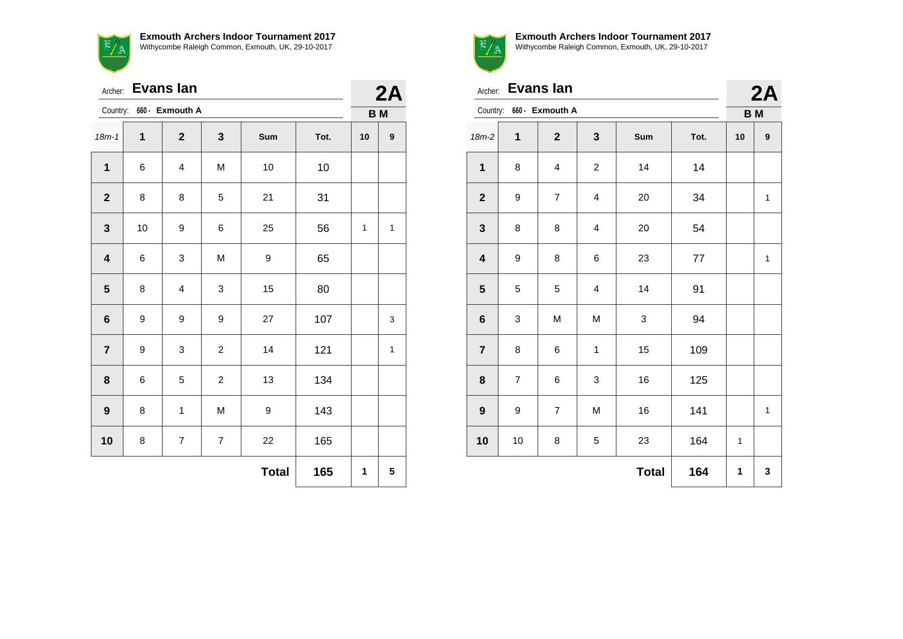**Exmouth Archers Indoor Tournament 2017**
Withycombe Raleigh Common, Exmouth, UK, 29-10-2017

Archer: **Evans Ian**

Country: 660 - **Exmouth A**

**2A**

**B M**

| 18m-1 | 1 | 2 | 3 | Sum | Tot. | 10 | 9 |
|---|---|---|---|---|---|---|---|
| **1** | 6 | 4 | M | 10 | 10 | | |
| **2** | 8 | 8 | 5 | 21 | 31 | | |
| **3** | 10 | 9 | 6 | 25 | 56 | 1 | 1 |
| **4** | 6 | 3 | M | 9 | 65 | | |
| **5** | 8 | 4 | 3 | 15 | 80 | | |
| **6** | 9 | 9 | 9 | 27 | 107 | | 3 |
| **7** | 9 | 3 | 2 | 14 | 121 | | 1 |
| **8** | 6 | 5 | 2 | 13 | 134 | | |
| **9** | 8 | 1 | M | 9 | 143 | | |
| **10** | 8 | 7 | 7 | 22 | 165 | | |
| | | | | **Total** | **165** | **1** | **5** |

**Exmouth Archers Indoor Tournament 2017**
Withycombe Raleigh Common, Exmouth, UK, 29-10-2017

Archer: **Evans Ian**

Country: 660 - **Exmouth A**

**2A**

**B M**

| 18m-2 | 1 | 2 | 3 | Sum | Tot. | 10 | 9 |
|---|---|---|---|---|---|---|---|
| **1** | 8 | 4 | 2 | 14 | 14 | | |
| **2** | 9 | 7 | 4 | 20 | 34 | | 1 |
| **3** | 8 | 8 | 4 | 20 | 54 | | |
| **4** | 9 | 8 | 6 | 23 | 77 | | 1 |
| **5** | 5 | 5 | 4 | 14 | 91 | | |
| **6** | 3 | M | M | 3 | 94 | | |
| **7** | 8 | 6 | 1 | 15 | 109 | | |
| **8** | 7 | 6 | 3 | 16 | 125 | | |
| **9** | 9 | 7 | M | 16 | 141 | | 1 |
| **10** | 10 | 8 | 5 | 23 | 164 | 1 | |
| | | | | **Total** | **164** | **1** | **3** |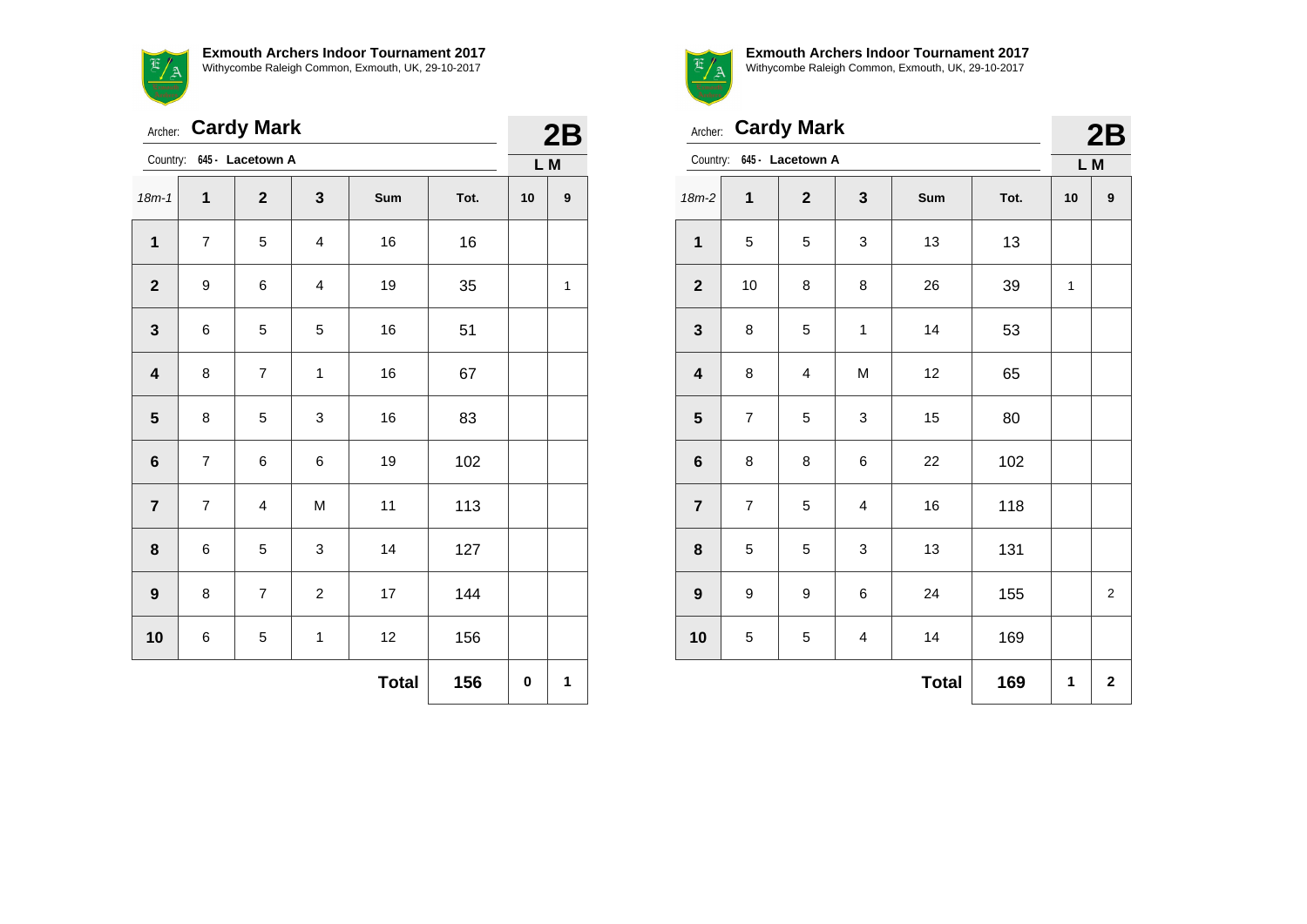**Exmouth Archers Indoor Tournament 2017**
Withycombe Raleigh Common, Exmouth, UK, 29-10-2017

Archer: **Cardy Mark** — **2B**
Country: 645 - Lacetown A — **L M**

| 18m-1 | 1 | 2 | 3 | Sum | Tot. | 10 | 9 |
|---|---|---|---|---|---|---|---|
| **1** | 7 | 5 | 4 | 16 | 16 | | |
| **2** | 9 | 6 | 4 | 19 | 35 | | 1 |
| **3** | 6 | 5 | 5 | 16 | 51 | | |
| **4** | 8 | 7 | 1 | 16 | 67 | | |
| **5** | 8 | 5 | 3 | 16 | 83 | | |
| **6** | 7 | 6 | 6 | 19 | 102 | | |
| **7** | 7 | 4 | M | 11 | 113 | | |
| **8** | 6 | 5 | 3 | 14 | 127 | | |
| **9** | 8 | 7 | 2 | 17 | 144 | | |
| **10** | 6 | 5 | 1 | 12 | 156 | | |
| | | | | **Total** | **156** | **0** | **1** |

**Exmouth Archers Indoor Tournament 2017**
Withycombe Raleigh Common, Exmouth, UK, 29-10-2017

Archer: **Cardy Mark** — **2B**
Country: 645 - Lacetown A — **L M**

| 18m-2 | 1 | 2 | 3 | Sum | Tot. | 10 | 9 |
|---|---|---|---|---|---|---|---|
| **1** | 5 | 5 | 3 | 13 | 13 | | |
| **2** | 10 | 8 | 8 | 26 | 39 | 1 | |
| **3** | 8 | 5 | 1 | 14 | 53 | | |
| **4** | 8 | 4 | M | 12 | 65 | | |
| **5** | 7 | 5 | 3 | 15 | 80 | | |
| **6** | 8 | 8 | 6 | 22 | 102 | | |
| **7** | 7 | 5 | 4 | 16 | 118 | | |
| **8** | 5 | 5 | 3 | 13 | 131 | | |
| **9** | 9 | 9 | 6 | 24 | 155 | | 2 |
| **10** | 5 | 5 | 4 | 14 | 169 | | |
| | | | | **Total** | **169** | **1** | **2** |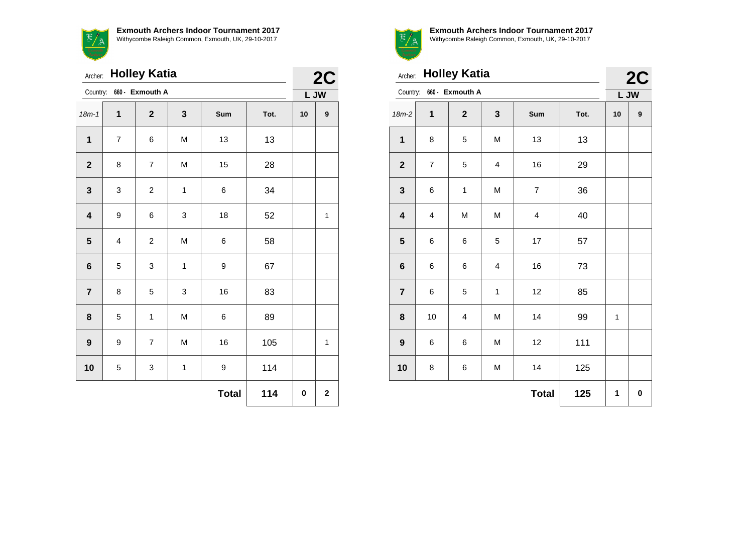**Exmouth Archers Indoor Tournament 2017**
Withycombe Raleigh Common, Exmouth, UK, 29-10-2017

Archer: **Holley Katia**

Country: 660 - **Exmouth A**

**2C**

**L JW**

| 18m-1 | 1 | 2 | 3 | Sum | Tot. | 10 | 9 |
|---|---|---|---|---|---|---|---|
| **1** | 7 | 6 | M | 13 | 13 | | |
| **2** | 8 | 7 | M | 15 | 28 | | |
| **3** | 3 | 2 | 1 | 6 | 34 | | |
| **4** | 9 | 6 | 3 | 18 | 52 | | 1 |
| **5** | 4 | 2 | M | 6 | 58 | | |
| **6** | 5 | 3 | 1 | 9 | 67 | | |
| **7** | 8 | 5 | 3 | 16 | 83 | | |
| **8** | 5 | 1 | M | 6 | 89 | | |
| **9** | 9 | 7 | M | 16 | 105 | | 1 |
| **10** | 5 | 3 | 1 | 9 | 114 | | |
| | | | | **Total** | **114** | **0** | **2** |

**Exmouth Archers Indoor Tournament 2017**
Withycombe Raleigh Common, Exmouth, UK, 29-10-2017

Archer: **Holley Katia**

Country: 660 - **Exmouth A**

**2C**

**L JW**

| 18m-2 | 1 | 2 | 3 | Sum | Tot. | 10 | 9 |
|---|---|---|---|---|---|---|---|
| **1** | 8 | 5 | M | 13 | 13 | | |
| **2** | 7 | 5 | 4 | 16 | 29 | | |
| **3** | 6 | 1 | M | 7 | 36 | | |
| **4** | 4 | M | M | 4 | 40 | | |
| **5** | 6 | 6 | 5 | 17 | 57 | | |
| **6** | 6 | 6 | 4 | 16 | 73 | | |
| **7** | 6 | 5 | 1 | 12 | 85 | | |
| **8** | 10 | 4 | M | 14 | 99 | 1 | |
| **9** | 6 | 6 | M | 12 | 111 | | |
| **10** | 8 | 6 | M | 14 | 125 | | |
| | | | | **Total** | **125** | **1** | **0** |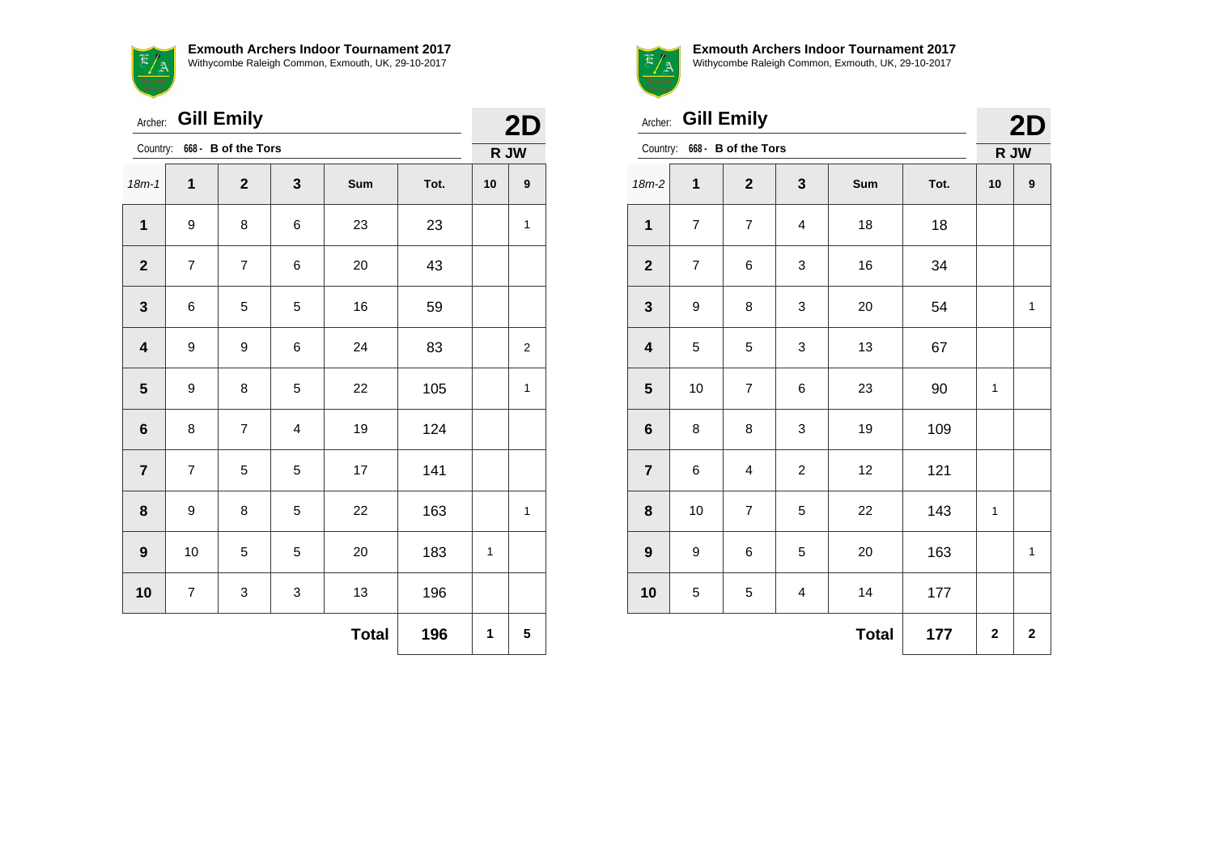**Exmouth Archers Indoor Tournament 2017**
Withycombe Raleigh Common, Exmouth, UK, 29-10-2017

Archer: **Gill Emily**

Country: 668 - **B of the Tors**

**2D**

**R JW**

| 18m-1 | 1 | 2 | 3 | Sum | Tot. | 10 | 9 |
|---|---|---|---|---|---|---|---|
| **1** | 9 | 8 | 6 | 23 | 23 | | 1 |
| **2** | 7 | 7 | 6 | 20 | 43 | | |
| **3** | 6 | 5 | 5 | 16 | 59 | | |
| **4** | 9 | 9 | 6 | 24 | 83 | | 2 |
| **5** | 9 | 8 | 5 | 22 | 105 | | 1 |
| **6** | 8 | 7 | 4 | 19 | 124 | | |
| **7** | 7 | 5 | 5 | 17 | 141 | | |
| **8** | 9 | 8 | 5 | 22 | 163 | | 1 |
| **9** | 10 | 5 | 5 | 20 | 183 | 1 | |
| **10** | 7 | 3 | 3 | 13 | 196 | | |
| | | | | **Total** | **196** | **1** | **5** |

**Exmouth Archers Indoor Tournament 2017**
Withycombe Raleigh Common, Exmouth, UK, 29-10-2017

Archer: **Gill Emily**

Country: 668 - **B of the Tors**

**2D**

**R JW**

| 18m-2 | 1 | 2 | 3 | Sum | Tot. | 10 | 9 |
|---|---|---|---|---|---|---|---|
| **1** | 7 | 7 | 4 | 18 | 18 | | |
| **2** | 7 | 6 | 3 | 16 | 34 | | |
| **3** | 9 | 8 | 3 | 20 | 54 | | 1 |
| **4** | 5 | 5 | 3 | 13 | 67 | | |
| **5** | 10 | 7 | 6 | 23 | 90 | 1 | |
| **6** | 8 | 8 | 3 | 19 | 109 | | |
| **7** | 6 | 4 | 2 | 12 | 121 | | |
| **8** | 10 | 7 | 5 | 22 | 143 | 1 | |
| **9** | 9 | 6 | 5 | 20 | 163 | | 1 |
| **10** | 5 | 5 | 4 | 14 | 177 | | |
| | | | | **Total** | **177** | **2** | **2** |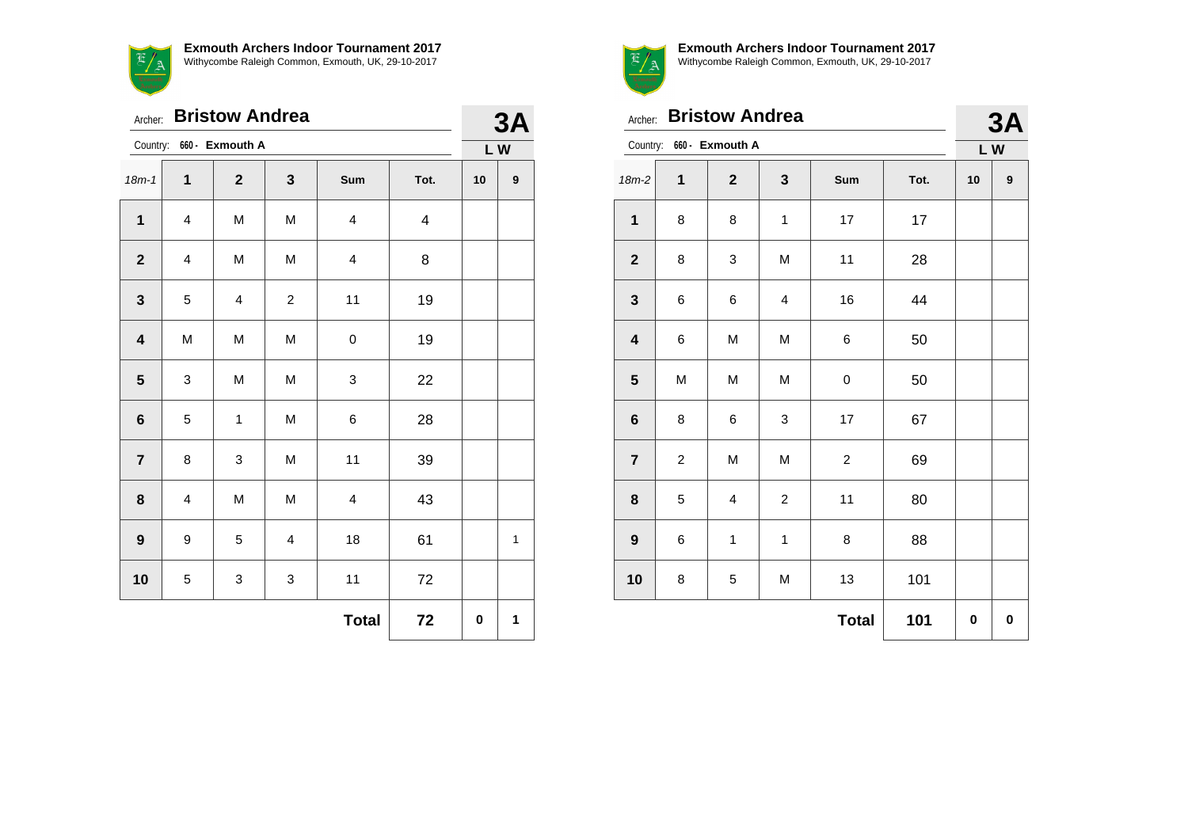**Exmouth Archers Indoor Tournament 2017**
Withycombe Raleigh Common, Exmouth, UK, 29-10-2017

Archer: **Bristow Andrea**

Country: 660 - **Exmouth A**

**3A**

**L W**

| 18m-1 | 1 | 2 | 3 | Sum | Tot. | 10 | 9 |
|---|---|---|---|---|---|---|---|
| **1** | 4 | M | M | 4 | 4 | | |
| **2** | 4 | M | M | 4 | 8 | | |
| **3** | 5 | 4 | 2 | 11 | 19 | | |
| **4** | M | M | M | 0 | 19 | | |
| **5** | 3 | M | M | 3 | 22 | | |
| **6** | 5 | 1 | M | 6 | 28 | | |
| **7** | 8 | 3 | M | 11 | 39 | | |
| **8** | 4 | M | M | 4 | 43 | | |
| **9** | 9 | 5 | 4 | 18 | 61 | | 1 |
| **10** | 5 | 3 | 3 | 11 | 72 | | |
| | | | | **Total** | **72** | **0** | **1** |

**Exmouth Archers Indoor Tournament 2017**
Withycombe Raleigh Common, Exmouth, UK, 29-10-2017

Archer: **Bristow Andrea**

Country: 660 - **Exmouth A**

**3A**

**L W**

| 18m-2 | 1 | 2 | 3 | Sum | Tot. | 10 | 9 |
|---|---|---|---|---|---|---|---|
| **1** | 8 | 8 | 1 | 17 | 17 | | |
| **2** | 8 | 3 | M | 11 | 28 | | |
| **3** | 6 | 6 | 4 | 16 | 44 | | |
| **4** | 6 | M | M | 6 | 50 | | |
| **5** | M | M | M | 0 | 50 | | |
| **6** | 8 | 6 | 3 | 17 | 67 | | |
| **7** | 2 | M | M | 2 | 69 | | |
| **8** | 5 | 4 | 2 | 11 | 80 | | |
| **9** | 6 | 1 | 1 | 8 | 88 | | |
| **10** | 8 | 5 | M | 13 | 101 | | |
| | | | | **Total** | **101** | **0** | **0** |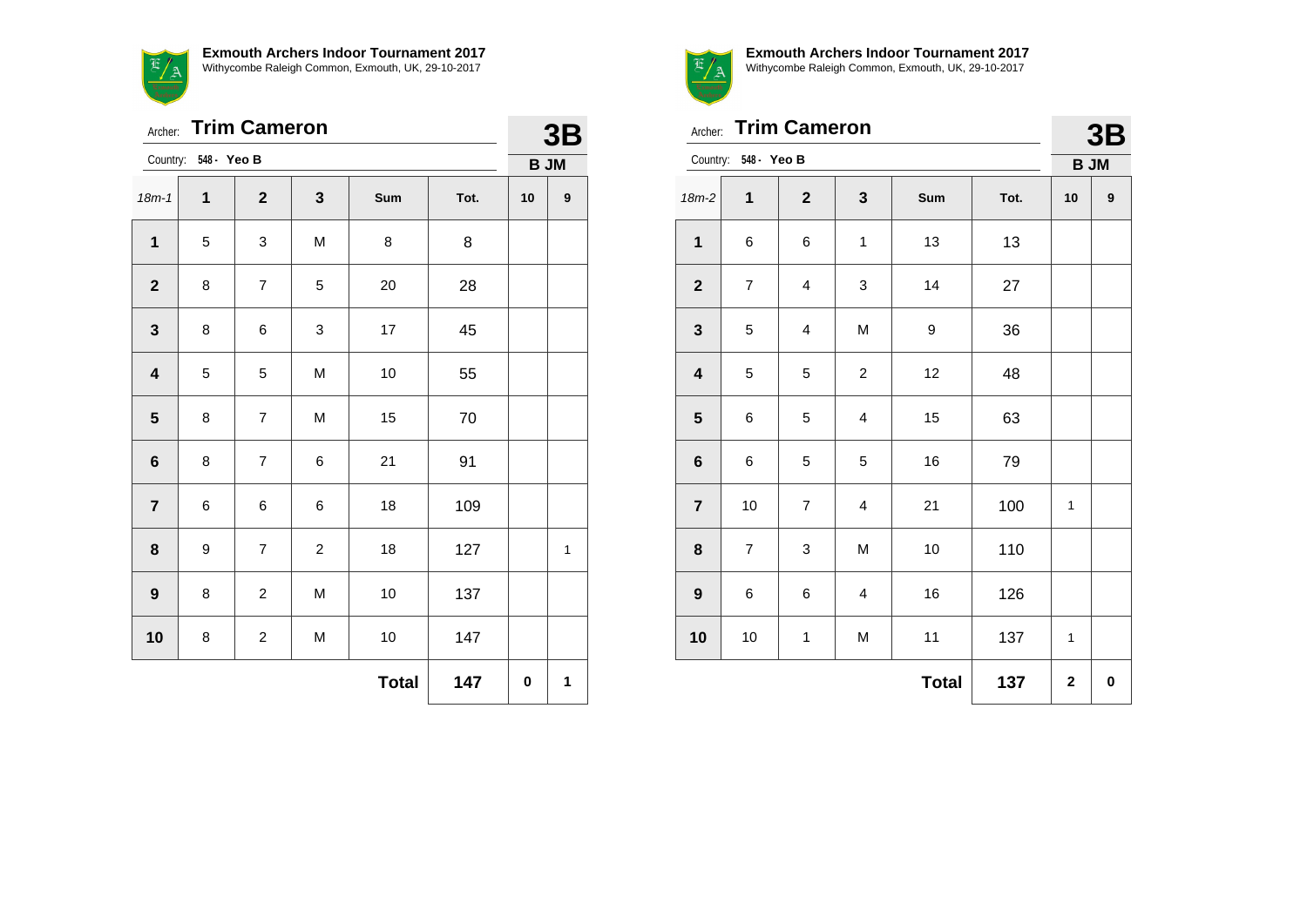**Exmouth Archers Indoor Tournament 2017**
Withycombe Raleigh Common, Exmouth, UK, 29-10-2017

Archer: **Trim Cameron**

Country: **548 - Yeo B**

**3B**

**B JM**

| 18m-1 | 1 | 2 | 3 | Sum | Tot. | 10 | 9 |
|---|---|---|---|---|---|---|---|
| **1** | 5 | 3 | M | 8 | 8 | | |
| **2** | 8 | 7 | 5 | 20 | 28 | | |
| **3** | 8 | 6 | 3 | 17 | 45 | | |
| **4** | 5 | 5 | M | 10 | 55 | | |
| **5** | 8 | 7 | M | 15 | 70 | | |
| **6** | 8 | 7 | 6 | 21 | 91 | | |
| **7** | 6 | 6 | 6 | 18 | 109 | | |
| **8** | 9 | 7 | 2 | 18 | 127 | | 1 |
| **9** | 8 | 2 | M | 10 | 137 | | |
| **10** | 8 | 2 | M | 10 | 147 | | |
| | | | | **Total** | **147** | **0** | **1** |

**Exmouth Archers Indoor Tournament 2017**
Withycombe Raleigh Common, Exmouth, UK, 29-10-2017

Archer: **Trim Cameron**

Country: **548 - Yeo B**

**3B**

**B JM**

| 18m-2 | 1 | 2 | 3 | Sum | Tot. | 10 | 9 |
|---|---|---|---|---|---|---|---|
| **1** | 6 | 6 | 1 | 13 | 13 | | |
| **2** | 7 | 4 | 3 | 14 | 27 | | |
| **3** | 5 | 4 | M | 9 | 36 | | |
| **4** | 5 | 5 | 2 | 12 | 48 | | |
| **5** | 6 | 5 | 4 | 15 | 63 | | |
| **6** | 6 | 5 | 5 | 16 | 79 | | |
| **7** | 10 | 7 | 4 | 21 | 100 | 1 | |
| **8** | 7 | 3 | M | 10 | 110 | | |
| **9** | 6 | 6 | 4 | 16 | 126 | | |
| **10** | 10 | 1 | M | 11 | 137 | 1 | |
| | | | | **Total** | **137** | **2** | **0** |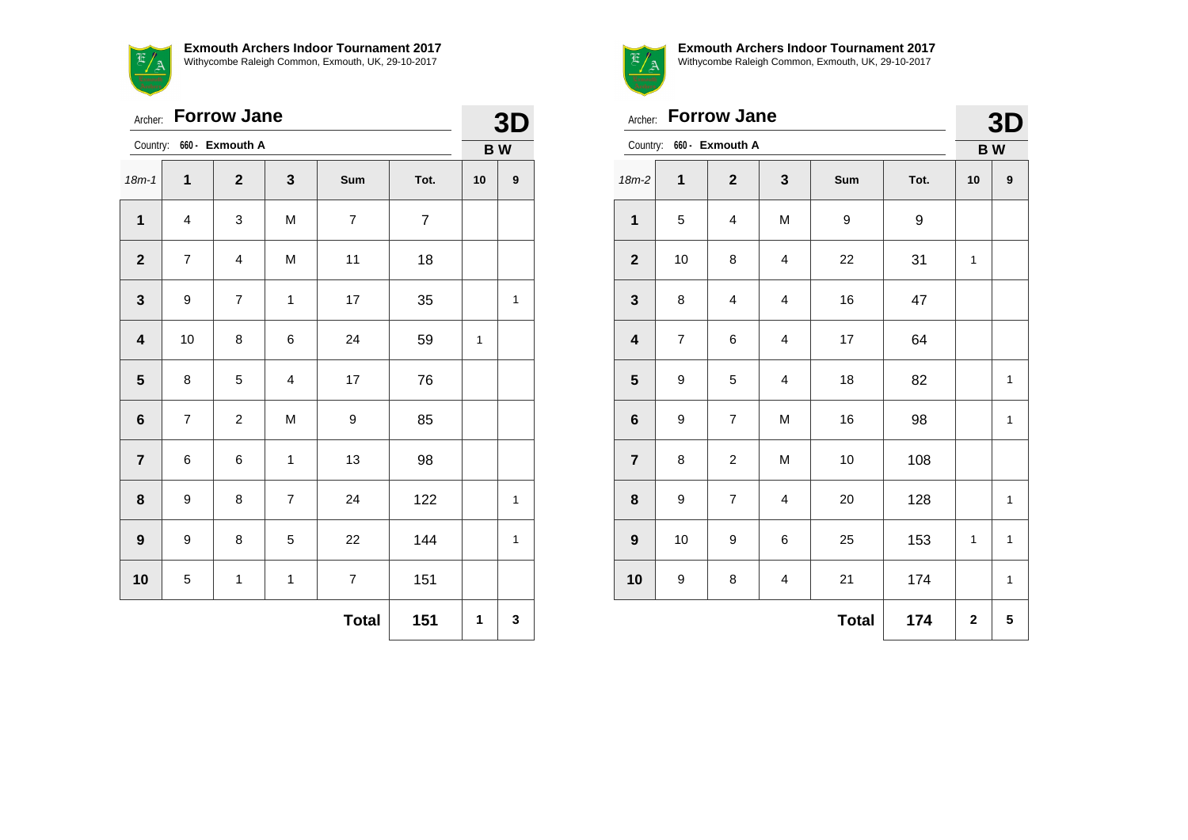**Exmouth Archers Indoor Tournament 2017**
Withycombe Raleigh Common, Exmouth, UK, 29-10-2017

Archer: **Forrow Jane**

Country: 660 - **Exmouth A**

**3D**

**B W**

| 18m-1 | 1 | 2 | 3 | Sum | Tot. | 10 | 9 |
|---|---|---|---|---|---|---|---|
| **1** | 4 | 3 | M | 7 | 7 | | |
| **2** | 7 | 4 | M | 11 | 18 | | |
| **3** | 9 | 7 | 1 | 17 | 35 | | 1 |
| **4** | 10 | 8 | 6 | 24 | 59 | 1 | |
| **5** | 8 | 5 | 4 | 17 | 76 | | |
| **6** | 7 | 2 | M | 9 | 85 | | |
| **7** | 6 | 6 | 1 | 13 | 98 | | |
| **8** | 9 | 8 | 7 | 24 | 122 | | 1 |
| **9** | 9 | 8 | 5 | 22 | 144 | | 1 |
| **10** | 5 | 1 | 1 | 7 | 151 | | |
| | | | | **Total** | **151** | **1** | **3** |

**Exmouth Archers Indoor Tournament 2017**
Withycombe Raleigh Common, Exmouth, UK, 29-10-2017

Archer: **Forrow Jane**

Country: 660 - **Exmouth A**

**3D**

**B W**

| 18m-2 | 1 | 2 | 3 | Sum | Tot. | 10 | 9 |
|---|---|---|---|---|---|---|---|
| **1** | 5 | 4 | M | 9 | 9 | | |
| **2** | 10 | 8 | 4 | 22 | 31 | 1 | |
| **3** | 8 | 4 | 4 | 16 | 47 | | |
| **4** | 7 | 6 | 4 | 17 | 64 | | |
| **5** | 9 | 5 | 4 | 18 | 82 | | 1 |
| **6** | 9 | 7 | M | 16 | 98 | | 1 |
| **7** | 8 | 2 | M | 10 | 108 | | |
| **8** | 9 | 7 | 4 | 20 | 128 | | 1 |
| **9** | 10 | 9 | 6 | 25 | 153 | 1 | 1 |
| **10** | 9 | 8 | 4 | 21 | 174 | | 1 |
| | | | | **Total** | **174** | **2** | **5** |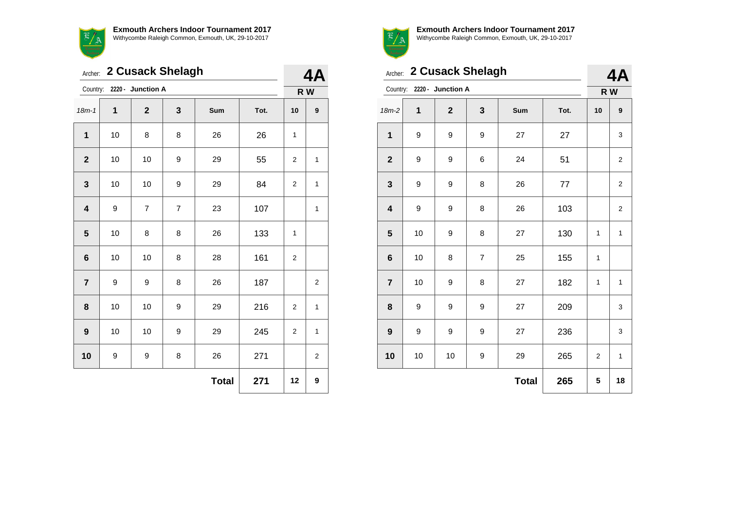**Exmouth Archers Indoor Tournament 2017**
Withycombe Raleigh Common, Exmouth, UK, 29-10-2017

Archer: **2 Cusack Shelagh**

Country: **2220 - Junction A**

**4A**

**R W**

| 18m-1 | 1 | 2 | 3 | Sum | Tot. | 10 | 9 |
|---|---|---|---|---|---|---|---|
| **1** | 10 | 8 | 8 | 26 | 26 | 1 | |
| **2** | 10 | 10 | 9 | 29 | 55 | 2 | 1 |
| **3** | 10 | 10 | 9 | 29 | 84 | 2 | 1 |
| **4** | 9 | 7 | 7 | 23 | 107 | | 1 |
| **5** | 10 | 8 | 8 | 26 | 133 | 1 | |
| **6** | 10 | 10 | 8 | 28 | 161 | 2 | |
| **7** | 9 | 9 | 8 | 26 | 187 | | 2 |
| **8** | 10 | 10 | 9 | 29 | 216 | 2 | 1 |
| **9** | 10 | 10 | 9 | 29 | 245 | 2 | 1 |
| **10** | 9 | 9 | 8 | 26 | 271 | | 2 |
| | | | | **Total** | **271** | **12** | **9** |

**Exmouth Archers Indoor Tournament 2017**
Withycombe Raleigh Common, Exmouth, UK, 29-10-2017

Archer: **2 Cusack Shelagh**

Country: **2220 - Junction A**

**4A**

**R W**

| 18m-2 | 1 | 2 | 3 | Sum | Tot. | 10 | 9 |
|---|---|---|---|---|---|---|---|
| **1** | 9 | 9 | 9 | 27 | 27 | | 3 |
| **2** | 9 | 9 | 6 | 24 | 51 | | 2 |
| **3** | 9 | 9 | 8 | 26 | 77 | | 2 |
| **4** | 9 | 9 | 8 | 26 | 103 | | 2 |
| **5** | 10 | 9 | 8 | 27 | 130 | 1 | 1 |
| **6** | 10 | 8 | 7 | 25 | 155 | 1 | |
| **7** | 10 | 9 | 8 | 27 | 182 | 1 | 1 |
| **8** | 9 | 9 | 9 | 27 | 209 | | 3 |
| **9** | 9 | 9 | 9 | 27 | 236 | | 3 |
| **10** | 10 | 10 | 9 | 29 | 265 | 2 | 1 |
| | | | | **Total** | **265** | **5** | **18** |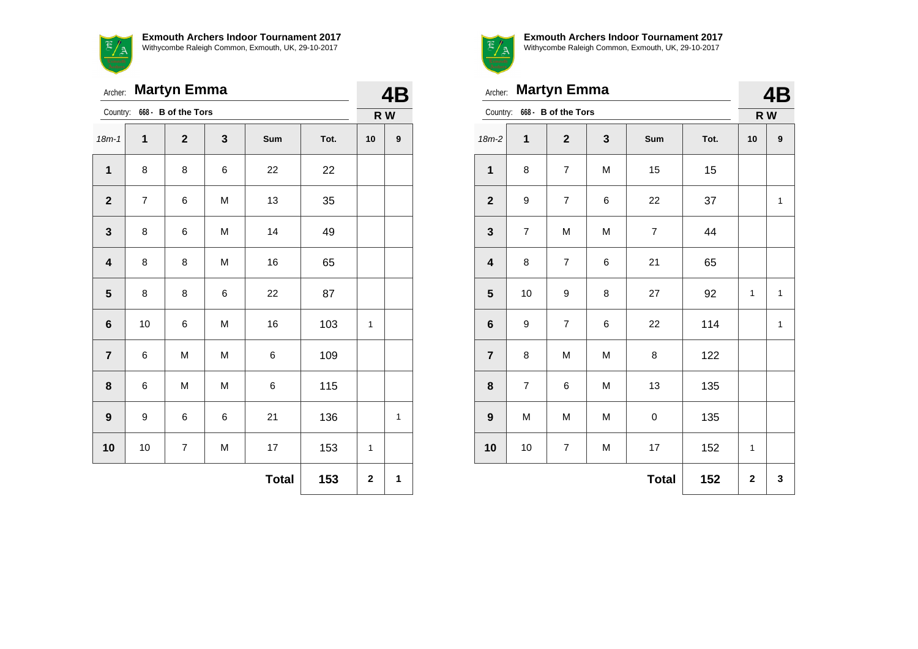**Exmouth Archers Indoor Tournament 2017**
Withycombe Raleigh Common, Exmouth, UK, 29-10-2017

Archer: **Martyn Emma** — **4B**

Country: **668 - B of the Tors** — **R W**

| 18m-1 | 1 | 2 | 3 | Sum | Tot. | 10 | 9 |
|---|---|---|---|---|---|---|---|
| **1** | 8 | 8 | 6 | 22 | 22 | | |
| **2** | 7 | 6 | M | 13 | 35 | | |
| **3** | 8 | 6 | M | 14 | 49 | | |
| **4** | 8 | 8 | M | 16 | 65 | | |
| **5** | 8 | 8 | 6 | 22 | 87 | | |
| **6** | 10 | 6 | M | 16 | 103 | 1 | |
| **7** | 6 | M | M | 6 | 109 | | |
| **8** | 6 | M | M | 6 | 115 | | |
| **9** | 9 | 6 | 6 | 21 | 136 | | 1 |
| **10** | 10 | 7 | M | 17 | 153 | 1 | |
| | | | | **Total** | **153** | **2** | **1** |

**Exmouth Archers Indoor Tournament 2017**
Withycombe Raleigh Common, Exmouth, UK, 29-10-2017

Archer: **Martyn Emma** — **4B**

Country: **668 - B of the Tors** — **R W**

| 18m-2 | 1 | 2 | 3 | Sum | Tot. | 10 | 9 |
|---|---|---|---|---|---|---|---|
| **1** | 8 | 7 | M | 15 | 15 | | |
| **2** | 9 | 7 | 6 | 22 | 37 | | 1 |
| **3** | 7 | M | M | 7 | 44 | | |
| **4** | 8 | 7 | 6 | 21 | 65 | | |
| **5** | 10 | 9 | 8 | 27 | 92 | 1 | 1 |
| **6** | 9 | 7 | 6 | 22 | 114 | | 1 |
| **7** | 8 | M | M | 8 | 122 | | |
| **8** | 7 | 6 | M | 13 | 135 | | |
| **9** | M | M | M | 0 | 135 | | |
| **10** | 10 | 7 | M | 17 | 152 | 1 | |
| | | | | **Total** | **152** | **2** | **3** |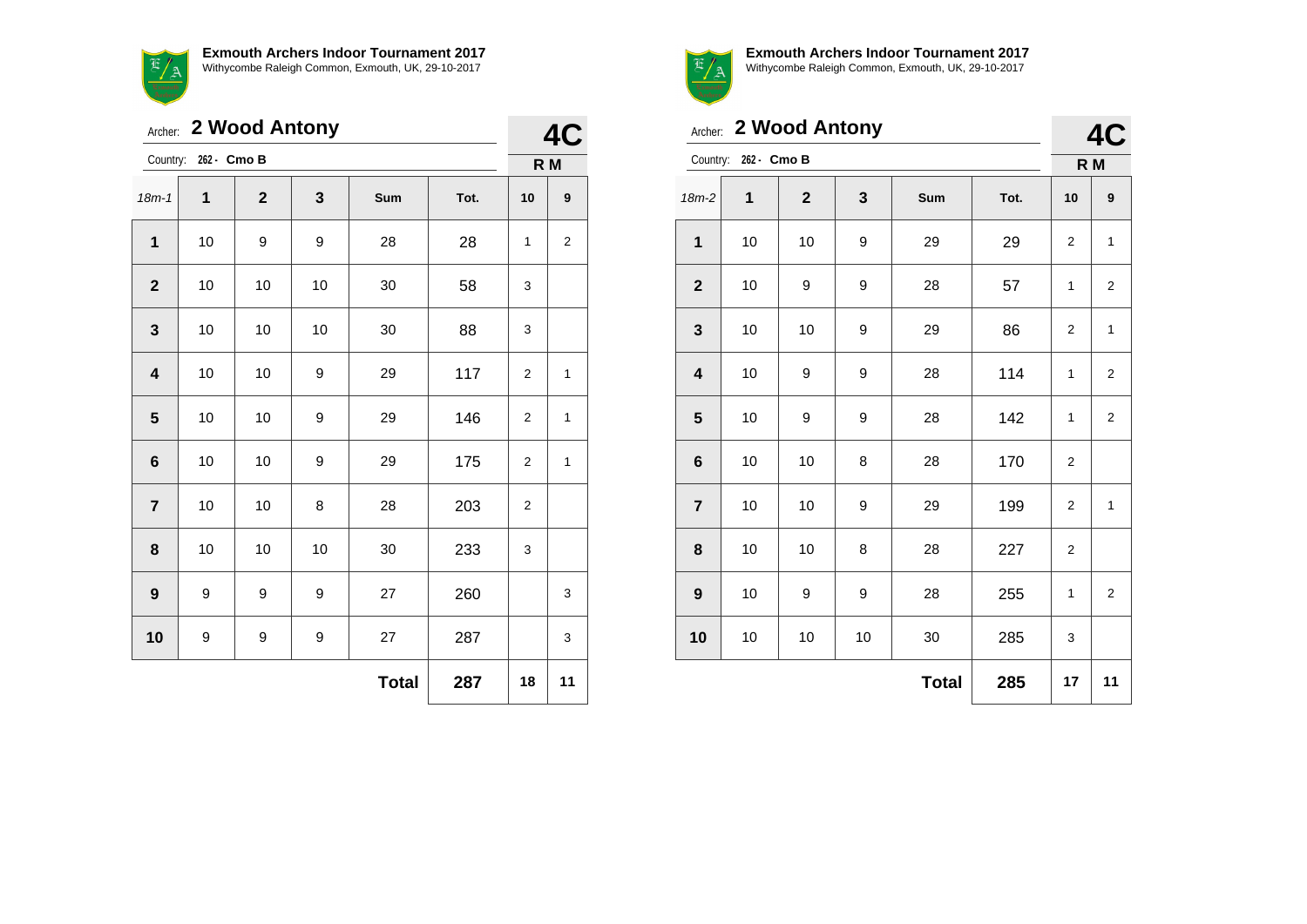**Exmouth Archers Indoor Tournament 2017**
Withycombe Raleigh Common, Exmouth, UK, 29-10-2017

Archer: **2 Wood Antony**

Country: 262 - **Cmo B**

**4C**

**R M**

| 18m-1 | 1 | 2 | 3 | Sum | Tot. | 10 | 9 |
|---|---|---|---|---|---|---|---|
| **1** | 10 | 9 | 9 | 28 | 28 | 1 | 2 |
| **2** | 10 | 10 | 10 | 30 | 58 | 3 | |
| **3** | 10 | 10 | 10 | 30 | 88 | 3 | |
| **4** | 10 | 10 | 9 | 29 | 117 | 2 | 1 |
| **5** | 10 | 10 | 9 | 29 | 146 | 2 | 1 |
| **6** | 10 | 10 | 9 | 29 | 175 | 2 | 1 |
| **7** | 10 | 10 | 8 | 28 | 203 | 2 | |
| **8** | 10 | 10 | 10 | 30 | 233 | 3 | |
| **9** | 9 | 9 | 9 | 27 | 260 | | 3 |
| **10** | 9 | 9 | 9 | 27 | 287 | | 3 |
| | | | | **Total** | **287** | **18** | **11** |

**Exmouth Archers Indoor Tournament 2017**
Withycombe Raleigh Common, Exmouth, UK, 29-10-2017

Archer: **2 Wood Antony**

Country: 262 - **Cmo B**

**4C**

**R M**

| 18m-2 | 1 | 2 | 3 | Sum | Tot. | 10 | 9 |
|---|---|---|---|---|---|---|---|
| **1** | 10 | 10 | 9 | 29 | 29 | 2 | 1 |
| **2** | 10 | 9 | 9 | 28 | 57 | 1 | 2 |
| **3** | 10 | 10 | 9 | 29 | 86 | 2 | 1 |
| **4** | 10 | 9 | 9 | 28 | 114 | 1 | 2 |
| **5** | 10 | 9 | 9 | 28 | 142 | 1 | 2 |
| **6** | 10 | 10 | 8 | 28 | 170 | 2 | |
| **7** | 10 | 10 | 9 | 29 | 199 | 2 | 1 |
| **8** | 10 | 10 | 8 | 28 | 227 | 2 | |
| **9** | 10 | 9 | 9 | 28 | 255 | 1 | 2 |
| **10** | 10 | 10 | 10 | 30 | 285 | 3 | |
| | | | | **Total** | **285** | **17** | **11** |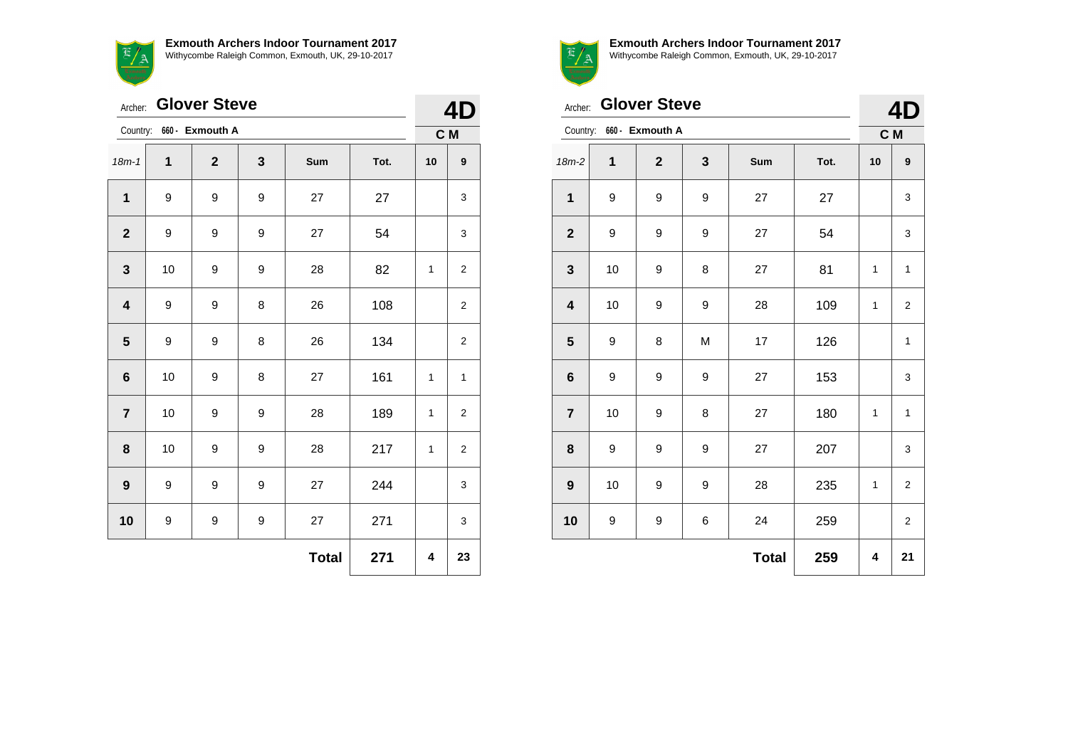**Exmouth Archers Indoor Tournament 2017**
Withycombe Raleigh Common, Exmouth, UK, 29-10-2017

Archer: **Glover Steve**

Country: 660 - **Exmouth A**

**4D**

**C M**

| 18m-1 | 1 | 2 | 3 | Sum | Tot. | 10 | 9 |
|---|---|---|---|---|---|---|---|
| **1** | 9 | 9 | 9 | 27 | 27 | | 3 |
| **2** | 9 | 9 | 9 | 27 | 54 | | 3 |
| **3** | 10 | 9 | 9 | 28 | 82 | 1 | 2 |
| **4** | 9 | 9 | 8 | 26 | 108 | | 2 |
| **5** | 9 | 9 | 8 | 26 | 134 | | 2 |
| **6** | 10 | 9 | 8 | 27 | 161 | 1 | 1 |
| **7** | 10 | 9 | 9 | 28 | 189 | 1 | 2 |
| **8** | 10 | 9 | 9 | 28 | 217 | 1 | 2 |
| **9** | 9 | 9 | 9 | 27 | 244 | | 3 |
| **10** | 9 | 9 | 9 | 27 | 271 | | 3 |
| | | | | **Total** | **271** | **4** | **23** |

**Exmouth Archers Indoor Tournament 2017**
Withycombe Raleigh Common, Exmouth, UK, 29-10-2017

Archer: **Glover Steve**

Country: 660 - **Exmouth A**

**4D**

**C M**

| 18m-2 | 1 | 2 | 3 | Sum | Tot. | 10 | 9 |
|---|---|---|---|---|---|---|---|
| **1** | 9 | 9 | 9 | 27 | 27 | | 3 |
| **2** | 9 | 9 | 9 | 27 | 54 | | 3 |
| **3** | 10 | 9 | 8 | 27 | 81 | 1 | 1 |
| **4** | 10 | 9 | 9 | 28 | 109 | 1 | 2 |
| **5** | 9 | 8 | M | 17 | 126 | | 1 |
| **6** | 9 | 9 | 9 | 27 | 153 | | 3 |
| **7** | 10 | 9 | 8 | 27 | 180 | 1 | 1 |
| **8** | 9 | 9 | 9 | 27 | 207 | | 3 |
| **9** | 10 | 9 | 9 | 28 | 235 | 1 | 2 |
| **10** | 9 | 9 | 6 | 24 | 259 | | 2 |
| | | | | **Total** | **259** | **4** | **21** |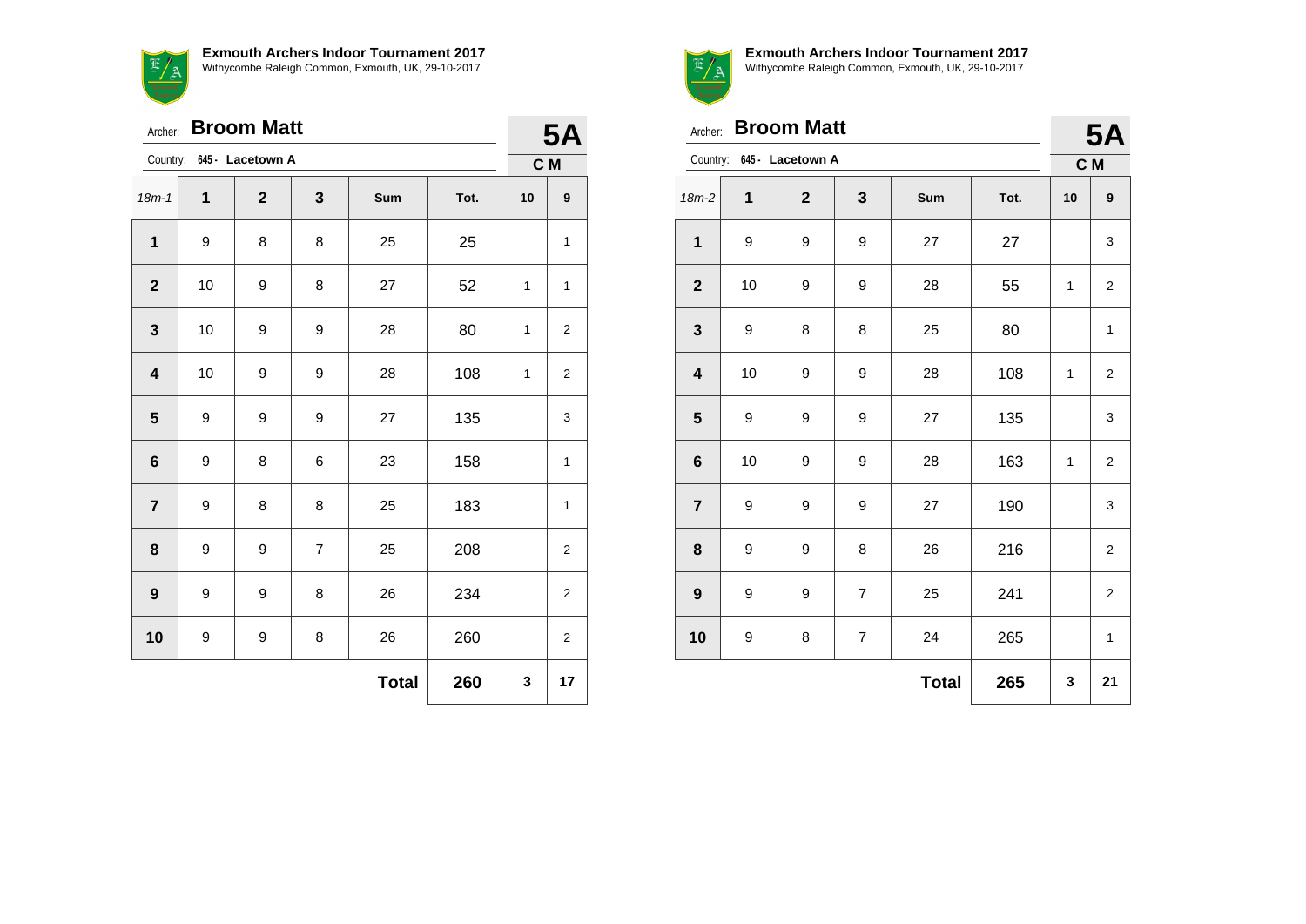**Exmouth Archers Indoor Tournament 2017**
Withycombe Raleigh Common, Exmouth, UK, 29-10-2017

Archer: **Broom Matt**

Country: 645 - Lacetown A

**5A**

**C M**

| 18m-1 | 1 | 2 | 3 | Sum | Tot. | 10 | 9 |
|---|---|---|---|---|---|---|---|
| **1** | 9 | 8 | 8 | 25 | 25 | | 1 |
| **2** | 10 | 9 | 8 | 27 | 52 | 1 | 1 |
| **3** | 10 | 9 | 9 | 28 | 80 | 1 | 2 |
| **4** | 10 | 9 | 9 | 28 | 108 | 1 | 2 |
| **5** | 9 | 9 | 9 | 27 | 135 | | 3 |
| **6** | 9 | 8 | 6 | 23 | 158 | | 1 |
| **7** | 9 | 8 | 8 | 25 | 183 | | 1 |
| **8** | 9 | 9 | 7 | 25 | 208 | | 2 |
| **9** | 9 | 9 | 8 | 26 | 234 | | 2 |
| **10** | 9 | 9 | 8 | 26 | 260 | | 2 |
| | | | | **Total** | **260** | **3** | **17** |

**Exmouth Archers Indoor Tournament 2017**
Withycombe Raleigh Common, Exmouth, UK, 29-10-2017

Archer: **Broom Matt**

Country: 645 - Lacetown A

**5A**

**C M**

| 18m-2 | 1 | 2 | 3 | Sum | Tot. | 10 | 9 |
|---|---|---|---|---|---|---|---|
| **1** | 9 | 9 | 9 | 27 | 27 | | 3 |
| **2** | 10 | 9 | 9 | 28 | 55 | 1 | 2 |
| **3** | 9 | 8 | 8 | 25 | 80 | | 1 |
| **4** | 10 | 9 | 9 | 28 | 108 | 1 | 2 |
| **5** | 9 | 9 | 9 | 27 | 135 | | 3 |
| **6** | 10 | 9 | 9 | 28 | 163 | 1 | 2 |
| **7** | 9 | 9 | 9 | 27 | 190 | | 3 |
| **8** | 9 | 9 | 8 | 26 | 216 | | 2 |
| **9** | 9 | 9 | 7 | 25 | 241 | | 2 |
| **10** | 9 | 8 | 7 | 24 | 265 | | 1 |
| | | | | **Total** | **265** | **3** | **21** |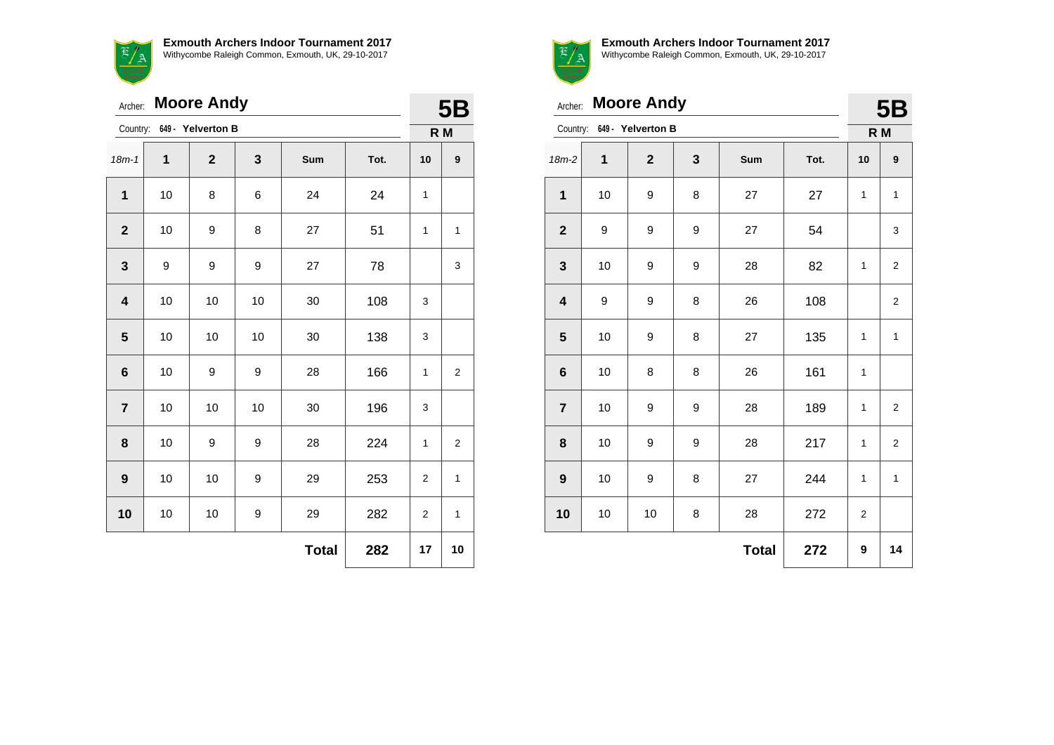**Exmouth Archers Indoor Tournament 2017**
Withycombe Raleigh Common, Exmouth, UK, 29-10-2017

Archer: **Moore Andy**

Country: 649 - **Yelverton B**

**5B**

**R M**

| 18m-1 | 1 | 2 | 3 | Sum | Tot. | 10 | 9 |
|---|---|---|---|---|---|---|---|
| **1** | 10 | 8 | 6 | 24 | 24 | 1 | |
| **2** | 10 | 9 | 8 | 27 | 51 | 1 | 1 |
| **3** | 9 | 9 | 9 | 27 | 78 | | 3 |
| **4** | 10 | 10 | 10 | 30 | 108 | 3 | |
| **5** | 10 | 10 | 10 | 30 | 138 | 3 | |
| **6** | 10 | 9 | 9 | 28 | 166 | 1 | 2 |
| **7** | 10 | 10 | 10 | 30 | 196 | 3 | |
| **8** | 10 | 9 | 9 | 28 | 224 | 1 | 2 |
| **9** | 10 | 10 | 9 | 29 | 253 | 2 | 1 |
| **10** | 10 | 10 | 9 | 29 | 282 | 2 | 1 |
| | | | | **Total** | **282** | **17** | **10** |

**Exmouth Archers Indoor Tournament 2017**
Withycombe Raleigh Common, Exmouth, UK, 29-10-2017

Archer: **Moore Andy**

Country: 649 - **Yelverton B**

**5B**

**R M**

| 18m-2 | 1 | 2 | 3 | Sum | Tot. | 10 | 9 |
|---|---|---|---|---|---|---|---|
| **1** | 10 | 9 | 8 | 27 | 27 | 1 | 1 |
| **2** | 9 | 9 | 9 | 27 | 54 | | 3 |
| **3** | 10 | 9 | 9 | 28 | 82 | 1 | 2 |
| **4** | 9 | 9 | 8 | 26 | 108 | | 2 |
| **5** | 10 | 9 | 8 | 27 | 135 | 1 | 1 |
| **6** | 10 | 8 | 8 | 26 | 161 | 1 | |
| **7** | 10 | 9 | 9 | 28 | 189 | 1 | 2 |
| **8** | 10 | 9 | 9 | 28 | 217 | 1 | 2 |
| **9** | 10 | 9 | 8 | 27 | 244 | 1 | 1 |
| **10** | 10 | 10 | 8 | 28 | 272 | 2 | |
| | | | | **Total** | **272** | **9** | **14** |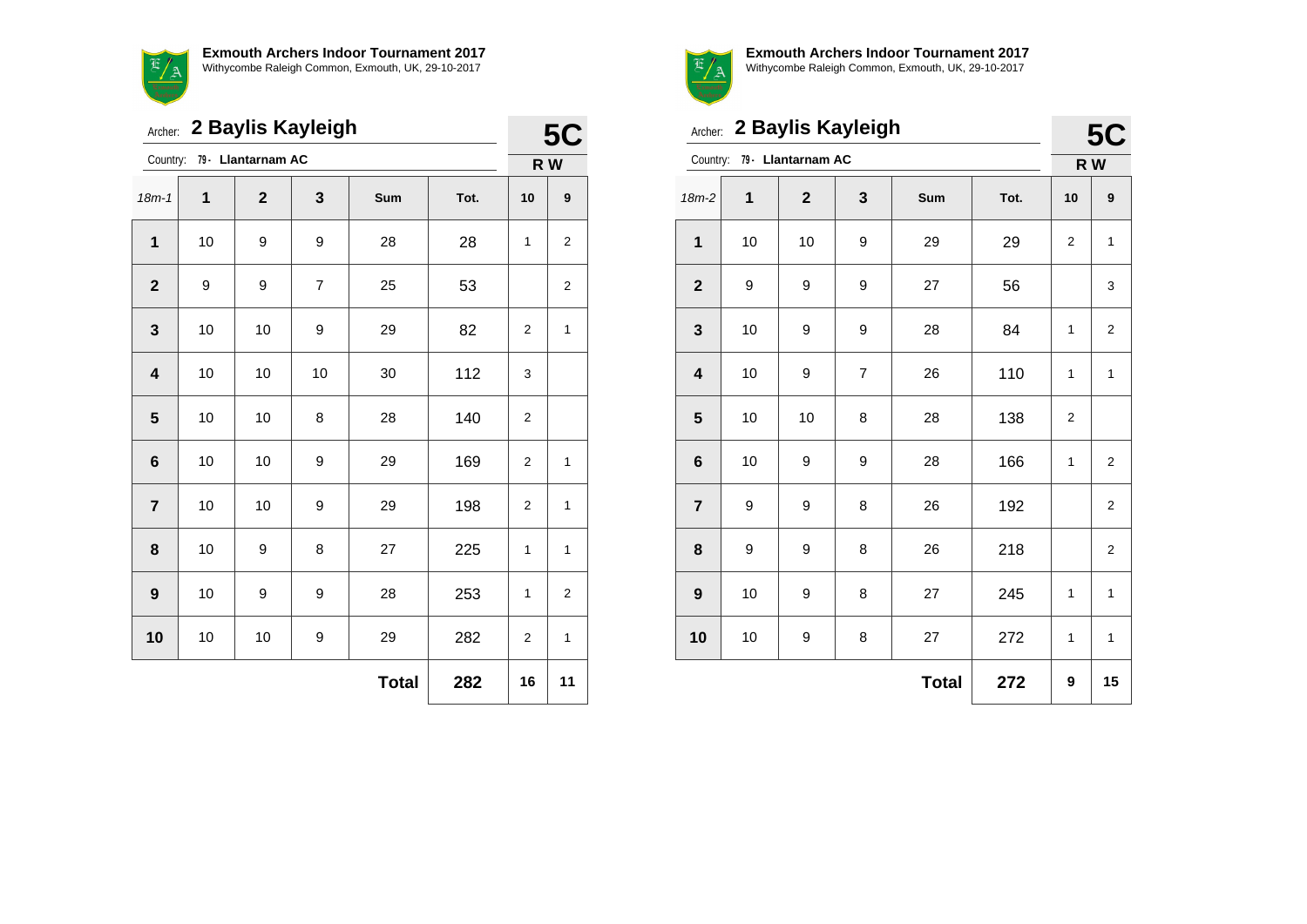**Exmouth Archers Indoor Tournament 2017**
Withycombe Raleigh Common, Exmouth, UK, 29-10-2017

Archer: **2 Baylis Kayleigh** — **5C**

Country: **79 - Llantarnam AC** — **RW**

| 18m-1 | 1 | 2 | 3 | Sum | Tot. | 10 | 9 |
|---|---|---|---|---|---|---|---|
| **1** | 10 | 9 | 9 | 28 | 28 | 1 | 2 |
| **2** | 9 | 9 | 7 | 25 | 53 | | 2 |
| **3** | 10 | 10 | 9 | 29 | 82 | 2 | 1 |
| **4** | 10 | 10 | 10 | 30 | 112 | 3 | |
| **5** | 10 | 10 | 8 | 28 | 140 | 2 | |
| **6** | 10 | 10 | 9 | 29 | 169 | 2 | 1 |
| **7** | 10 | 10 | 9 | 29 | 198 | 2 | 1 |
| **8** | 10 | 9 | 8 | 27 | 225 | 1 | 1 |
| **9** | 10 | 9 | 9 | 28 | 253 | 1 | 2 |
| **10** | 10 | 10 | 9 | 29 | 282 | 2 | 1 |
| | | | | **Total** | **282** | **16** | **11** |

**Exmouth Archers Indoor Tournament 2017**
Withycombe Raleigh Common, Exmouth, UK, 29-10-2017

Archer: **2 Baylis Kayleigh** — **5C**

Country: **79 - Llantarnam AC** — **RW**

| 18m-2 | 1 | 2 | 3 | Sum | Tot. | 10 | 9 |
|---|---|---|---|---|---|---|---|
| **1** | 10 | 10 | 9 | 29 | 29 | 2 | 1 |
| **2** | 9 | 9 | 9 | 27 | 56 | | 3 |
| **3** | 10 | 9 | 9 | 28 | 84 | 1 | 2 |
| **4** | 10 | 9 | 7 | 26 | 110 | 1 | 1 |
| **5** | 10 | 10 | 8 | 28 | 138 | 2 | |
| **6** | 10 | 9 | 9 | 28 | 166 | 1 | 2 |
| **7** | 9 | 9 | 8 | 26 | 192 | | 2 |
| **8** | 9 | 9 | 8 | 26 | 218 | | 2 |
| **9** | 10 | 9 | 8 | 27 | 245 | 1 | 1 |
| **10** | 10 | 9 | 8 | 27 | 272 | 1 | 1 |
| | | | | **Total** | **272** | **9** | **15** |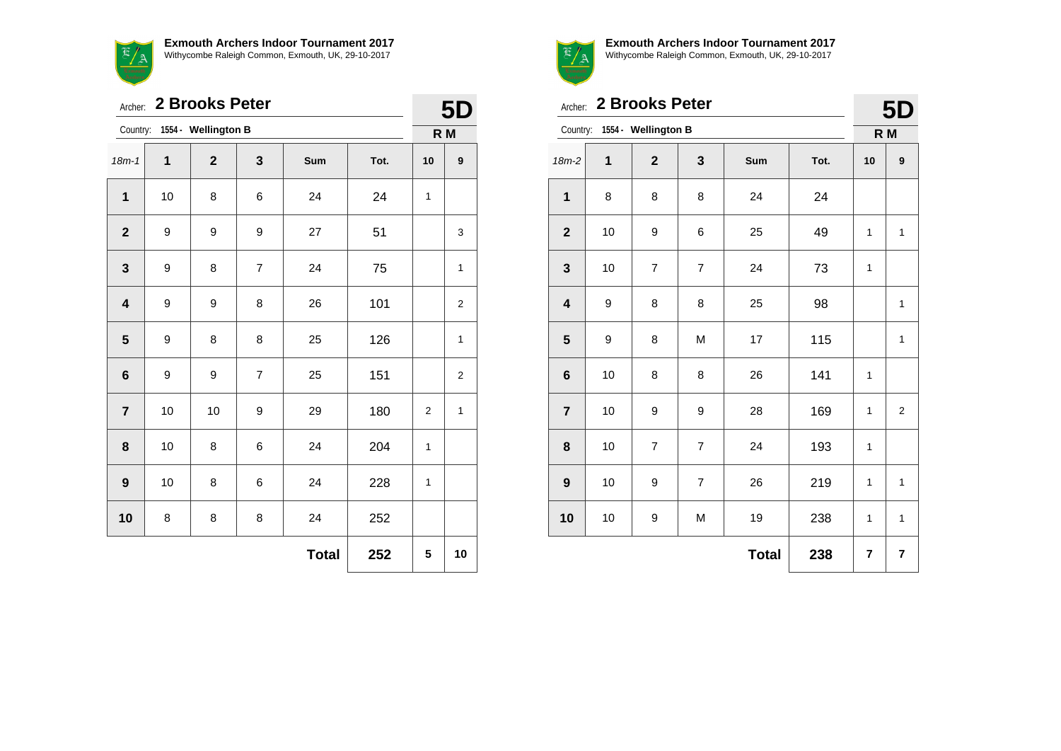**Exmouth Archers Indoor Tournament 2017**
Withycombe Raleigh Common, Exmouth, UK, 29-10-2017

Archer: **2 Brooks Peter** **5D**

Country: **1554 - Wellington B** **R M**

| 18m-1 | 1 | 2 | 3 | Sum | Tot. | 10 | 9 |
|---|---|---|---|---|---|---|---|
| **1** | 10 | 8 | 6 | 24 | 24 | 1 | |
| **2** | 9 | 9 | 9 | 27 | 51 | | 3 |
| **3** | 9 | 8 | 7 | 24 | 75 | | 1 |
| **4** | 9 | 9 | 8 | 26 | 101 | | 2 |
| **5** | 9 | 8 | 8 | 25 | 126 | | 1 |
| **6** | 9 | 9 | 7 | 25 | 151 | | 2 |
| **7** | 10 | 10 | 9 | 29 | 180 | 2 | 1 |
| **8** | 10 | 8 | 6 | 24 | 204 | 1 | |
| **9** | 10 | 8 | 6 | 24 | 228 | 1 | |
| **10** | 8 | 8 | 8 | 24 | 252 | | |
| | | | | **Total** | **252** | **5** | **10** |

**Exmouth Archers Indoor Tournament 2017**
Withycombe Raleigh Common, Exmouth, UK, 29-10-2017

Archer: **2 Brooks Peter** **5D**

Country: **1554 - Wellington B** **R M**

| 18m-2 | 1 | 2 | 3 | Sum | Tot. | 10 | 9 |
|---|---|---|---|---|---|---|---|
| **1** | 8 | 8 | 8 | 24 | 24 | | |
| **2** | 10 | 9 | 6 | 25 | 49 | 1 | 1 |
| **3** | 10 | 7 | 7 | 24 | 73 | 1 | |
| **4** | 9 | 8 | 8 | 25 | 98 | | 1 |
| **5** | 9 | 8 | M | 17 | 115 | | 1 |
| **6** | 10 | 8 | 8 | 26 | 141 | 1 | |
| **7** | 10 | 9 | 9 | 28 | 169 | 1 | 2 |
| **8** | 10 | 7 | 7 | 24 | 193 | 1 | |
| **9** | 10 | 9 | 7 | 26 | 219 | 1 | 1 |
| **10** | 10 | 9 | M | 19 | 238 | 1 | 1 |
| | | | | **Total** | **238** | **7** | **7** |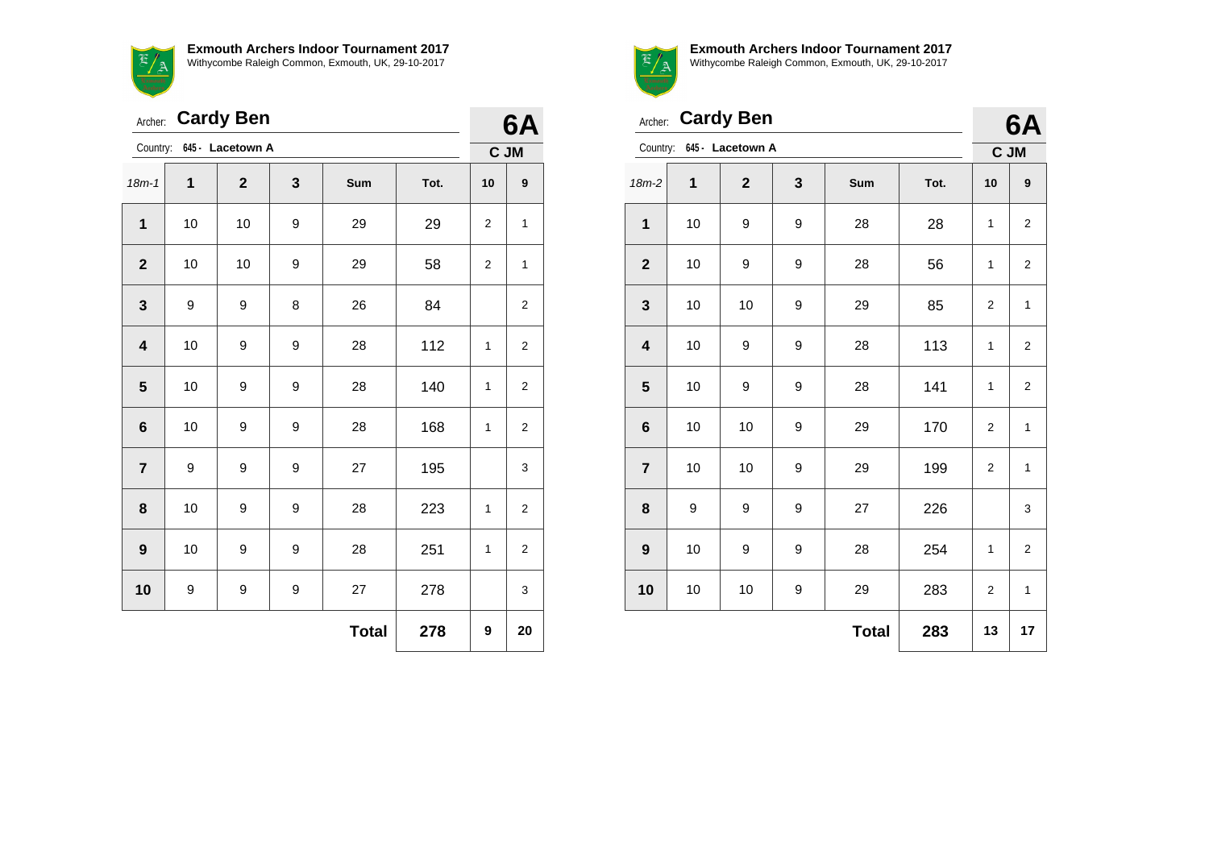**Exmouth Archers Indoor Tournament 2017**
Withycombe Raleigh Common, Exmouth, UK, 29-10-2017

Archer: **Cardy Ben**

Country: **645 - Lacetown A**

**6A**
**C JM**

| 18m-1 | 1 | 2 | 3 | Sum | Tot. | 10 | 9 |
|---|---|---|---|---|---|---|---|
| **1** | 10 | 10 | 9 | 29 | 29 | 2 | 1 |
| **2** | 10 | 10 | 9 | 29 | 58 | 2 | 1 |
| **3** | 9 | 9 | 8 | 26 | 84 | | 2 |
| **4** | 10 | 9 | 9 | 28 | 112 | 1 | 2 |
| **5** | 10 | 9 | 9 | 28 | 140 | 1 | 2 |
| **6** | 10 | 9 | 9 | 28 | 168 | 1 | 2 |
| **7** | 9 | 9 | 9 | 27 | 195 | | 3 |
| **8** | 10 | 9 | 9 | 28 | 223 | 1 | 2 |
| **9** | 10 | 9 | 9 | 28 | 251 | 1 | 2 |
| **10** | 9 | 9 | 9 | 27 | 278 | | 3 |
| | | | | **Total** | **278** | **9** | **20** |

**Exmouth Archers Indoor Tournament 2017**
Withycombe Raleigh Common, Exmouth, UK, 29-10-2017

Archer: **Cardy Ben**

Country: **645 - Lacetown A**

**6A**
**C JM**

| 18m-2 | 1 | 2 | 3 | Sum | Tot. | 10 | 9 |
|---|---|---|---|---|---|---|---|
| **1** | 10 | 9 | 9 | 28 | 28 | 1 | 2 |
| **2** | 10 | 9 | 9 | 28 | 56 | 1 | 2 |
| **3** | 10 | 10 | 9 | 29 | 85 | 2 | 1 |
| **4** | 10 | 9 | 9 | 28 | 113 | 1 | 2 |
| **5** | 10 | 9 | 9 | 28 | 141 | 1 | 2 |
| **6** | 10 | 10 | 9 | 29 | 170 | 2 | 1 |
| **7** | 10 | 10 | 9 | 29 | 199 | 2 | 1 |
| **8** | 9 | 9 | 9 | 27 | 226 | | 3 |
| **9** | 10 | 9 | 9 | 28 | 254 | 1 | 2 |
| **10** | 10 | 10 | 9 | 29 | 283 | 2 | 1 |
| | | | | **Total** | **283** | **13** | **17** |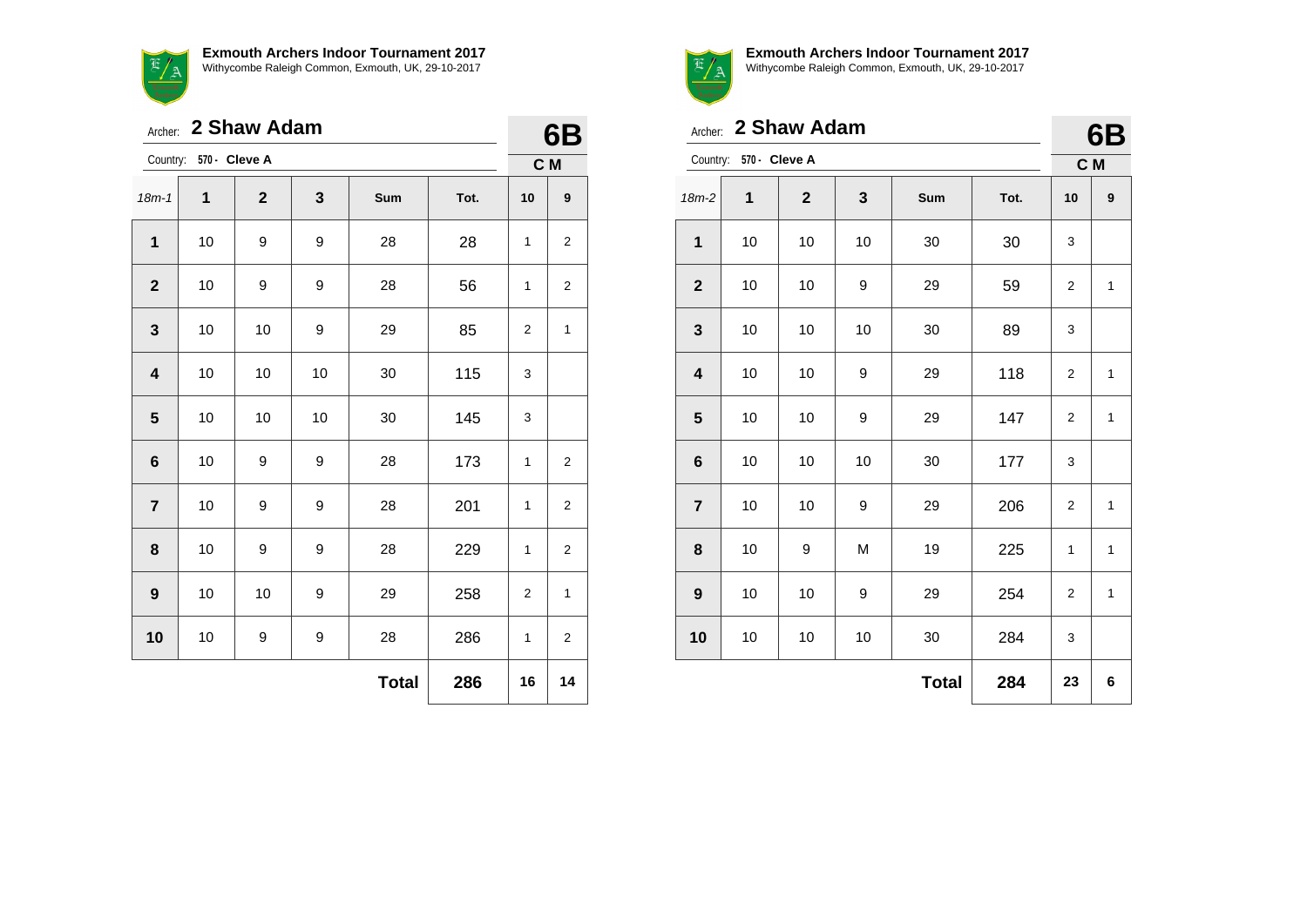**Exmouth Archers Indoor Tournament 2017**
Withycombe Raleigh Common, Exmouth, UK, 29-10-2017

Archer: **2 Shaw Adam** — **6B**

Country: **570 - Cleve A** — **C M**

| 18m-1 | 1 | 2 | 3 | Sum | Tot. | 10 | 9 |
|---|---|---|---|---|---|---|---|
| **1** | 10 | 9 | 9 | 28 | 28 | 1 | 2 |
| **2** | 10 | 9 | 9 | 28 | 56 | 1 | 2 |
| **3** | 10 | 10 | 9 | 29 | 85 | 2 | 1 |
| **4** | 10 | 10 | 10 | 30 | 115 | 3 | |
| **5** | 10 | 10 | 10 | 30 | 145 | 3 | |
| **6** | 10 | 9 | 9 | 28 | 173 | 1 | 2 |
| **7** | 10 | 9 | 9 | 28 | 201 | 1 | 2 |
| **8** | 10 | 9 | 9 | 28 | 229 | 1 | 2 |
| **9** | 10 | 10 | 9 | 29 | 258 | 2 | 1 |
| **10** | 10 | 9 | 9 | 28 | 286 | 1 | 2 |
| | | | | **Total** | **286** | **16** | **14** |

**Exmouth Archers Indoor Tournament 2017**
Withycombe Raleigh Common, Exmouth, UK, 29-10-2017

Archer: **2 Shaw Adam** — **6B**

Country: **570 - Cleve A** — **C M**

| 18m-2 | 1 | 2 | 3 | Sum | Tot. | 10 | 9 |
|---|---|---|---|---|---|---|---|
| **1** | 10 | 10 | 10 | 30 | 30 | 3 | |
| **2** | 10 | 10 | 9 | 29 | 59 | 2 | 1 |
| **3** | 10 | 10 | 10 | 30 | 89 | 3 | |
| **4** | 10 | 10 | 9 | 29 | 118 | 2 | 1 |
| **5** | 10 | 10 | 9 | 29 | 147 | 2 | 1 |
| **6** | 10 | 10 | 10 | 30 | 177 | 3 | |
| **7** | 10 | 10 | 9 | 29 | 206 | 2 | 1 |
| **8** | 10 | 9 | M | 19 | 225 | 1 | 1 |
| **9** | 10 | 10 | 9 | 29 | 254 | 2 | 1 |
| **10** | 10 | 10 | 10 | 30 | 284 | 3 | |
| | | | | **Total** | **284** | **23** | **6** |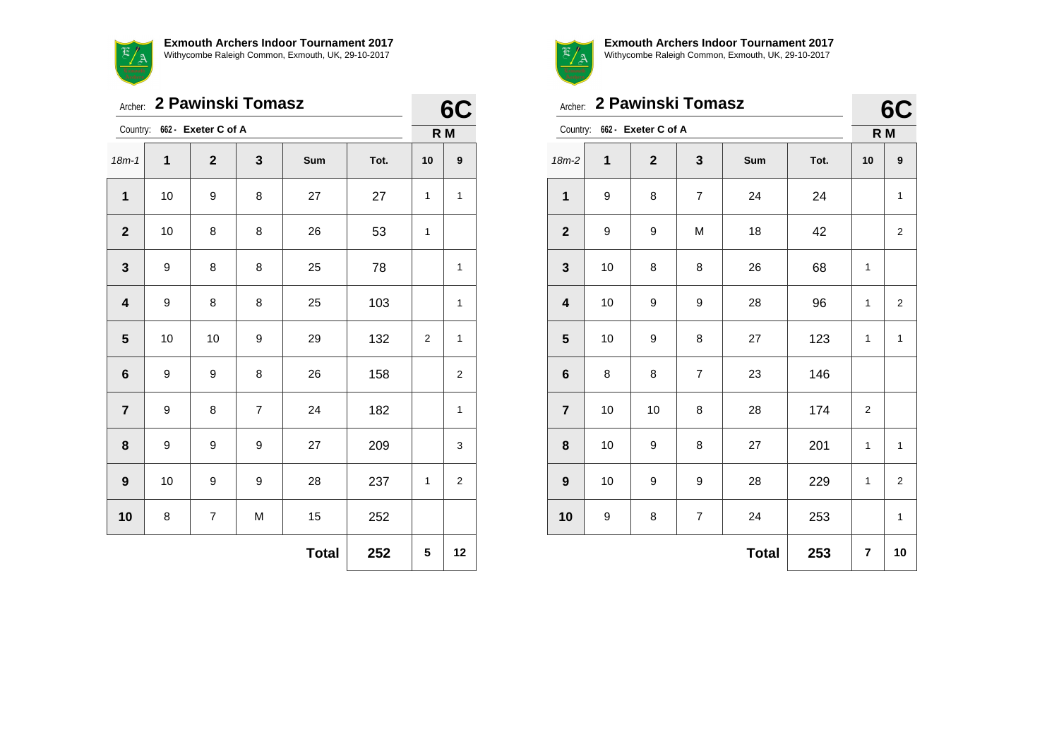**Exmouth Archers Indoor Tournament 2017**
Withycombe Raleigh Common, Exmouth, UK, 29-10-2017

Archer: **2 Pawinski Tomasz** — **6C**

Country: 662 - **Exeter C of A** — **R M**

| 18m-1 | 1 | 2 | 3 | Sum | Tot. | 10 | 9 |
|---|---|---|---|---|---|---|---|
| **1** | 10 | 9 | 8 | 27 | 27 | 1 | 1 |
| **2** | 10 | 8 | 8 | 26 | 53 | 1 | |
| **3** | 9 | 8 | 8 | 25 | 78 | | 1 |
| **4** | 9 | 8 | 8 | 25 | 103 | | 1 |
| **5** | 10 | 10 | 9 | 29 | 132 | 2 | 1 |
| **6** | 9 | 9 | 8 | 26 | 158 | | 2 |
| **7** | 9 | 8 | 7 | 24 | 182 | | 1 |
| **8** | 9 | 9 | 9 | 27 | 209 | | 3 |
| **9** | 10 | 9 | 9 | 28 | 237 | 1 | 2 |
| **10** | 8 | 7 | M | 15 | 252 | | |
| | | | | **Total** | **252** | **5** | **12** |

**Exmouth Archers Indoor Tournament 2017**
Withycombe Raleigh Common, Exmouth, UK, 29-10-2017

Archer: **2 Pawinski Tomasz** — **6C**

Country: 662 - **Exeter C of A** — **R M**

| 18m-2 | 1 | 2 | 3 | Sum | Tot. | 10 | 9 |
|---|---|---|---|---|---|---|---|
| **1** | 9 | 8 | 7 | 24 | 24 | | 1 |
| **2** | 9 | 9 | M | 18 | 42 | | 2 |
| **3** | 10 | 8 | 8 | 26 | 68 | 1 | |
| **4** | 10 | 9 | 9 | 28 | 96 | 1 | 2 |
| **5** | 10 | 9 | 8 | 27 | 123 | 1 | 1 |
| **6** | 8 | 8 | 7 | 23 | 146 | | |
| **7** | 10 | 10 | 8 | 28 | 174 | 2 | |
| **8** | 10 | 9 | 8 | 27 | 201 | 1 | 1 |
| **9** | 10 | 9 | 9 | 28 | 229 | 1 | 2 |
| **10** | 9 | 8 | 7 | 24 | 253 | | 1 |
| | | | | **Total** | **253** | **7** | **10** |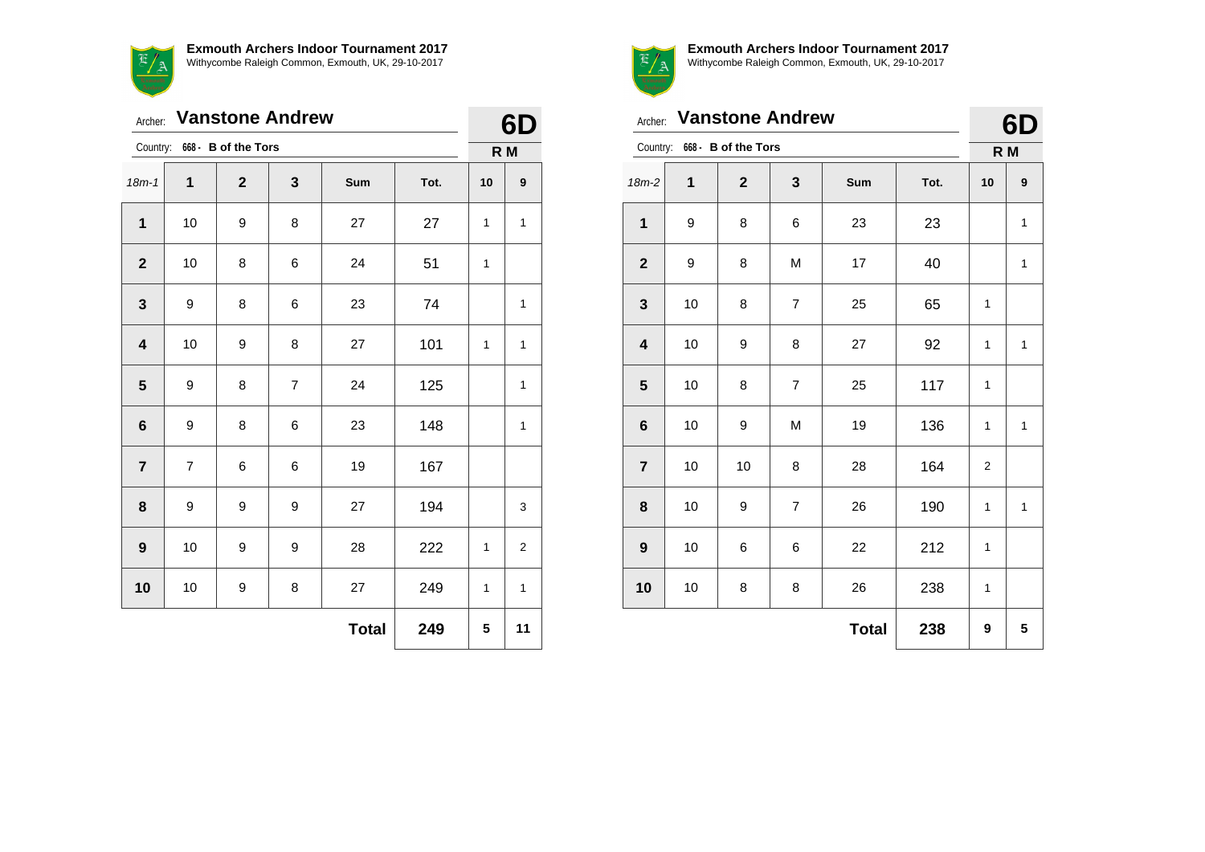**Exmouth Archers Indoor Tournament 2017**
Withycombe Raleigh Common, Exmouth, UK, 29-10-2017

Archer: **Vanstone Andrew** **6D**

Country: **668 - B of the Tors** **R M**

| 18m-1 | 1 | 2 | 3 | Sum | Tot. | 10 | 9 |
|---|---|---|---|---|---|---|---|
| **1** | 10 | 9 | 8 | 27 | 27 | 1 | 1 |
| **2** | 10 | 8 | 6 | 24 | 51 | 1 | |
| **3** | 9 | 8 | 6 | 23 | 74 | | 1 |
| **4** | 10 | 9 | 8 | 27 | 101 | 1 | 1 |
| **5** | 9 | 8 | 7 | 24 | 125 | | 1 |
| **6** | 9 | 8 | 6 | 23 | 148 | | 1 |
| **7** | 7 | 6 | 6 | 19 | 167 | | |
| **8** | 9 | 9 | 9 | 27 | 194 | | 3 |
| **9** | 10 | 9 | 9 | 28 | 222 | 1 | 2 |
| **10** | 10 | 9 | 8 | 27 | 249 | 1 | 1 |
| | | | | **Total** | **249** | **5** | **11** |

**Exmouth Archers Indoor Tournament 2017**
Withycombe Raleigh Common, Exmouth, UK, 29-10-2017

Archer: **Vanstone Andrew** **6D**

Country: **668 - B of the Tors** **R M**

| 18m-2 | 1 | 2 | 3 | Sum | Tot. | 10 | 9 |
|---|---|---|---|---|---|---|---|
| **1** | 9 | 8 | 6 | 23 | 23 | | 1 |
| **2** | 9 | 8 | M | 17 | 40 | | 1 |
| **3** | 10 | 8 | 7 | 25 | 65 | 1 | |
| **4** | 10 | 9 | 8 | 27 | 92 | 1 | 1 |
| **5** | 10 | 8 | 7 | 25 | 117 | 1 | |
| **6** | 10 | 9 | M | 19 | 136 | 1 | 1 |
| **7** | 10 | 10 | 8 | 28 | 164 | 2 | |
| **8** | 10 | 9 | 7 | 26 | 190 | 1 | 1 |
| **9** | 10 | 6 | 6 | 22 | 212 | 1 | |
| **10** | 10 | 8 | 8 | 26 | 238 | 1 | |
| | | | | **Total** | **238** | **9** | **5** |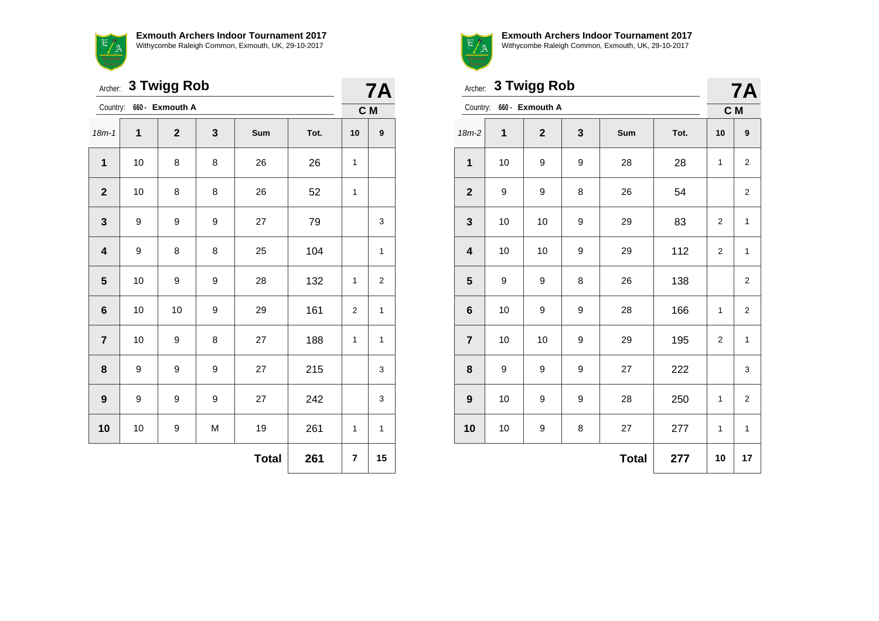**Exmouth Archers Indoor Tournament 2017**
Withycombe Raleigh Common, Exmouth, UK, 29-10-2017

Archer: **3 Twigg Rob**

Country: **660 - Exmouth A**

**7A**

**C M**

| 18m-1 | 1 | 2 | 3 | Sum | Tot. | 10 | 9 |
|---|---|---|---|---|---|---|---|
| **1** | 10 | 8 | 8 | 26 | 26 | 1 | |
| **2** | 10 | 8 | 8 | 26 | 52 | 1 | |
| **3** | 9 | 9 | 9 | 27 | 79 | | 3 |
| **4** | 9 | 8 | 8 | 25 | 104 | | 1 |
| **5** | 10 | 9 | 9 | 28 | 132 | 1 | 2 |
| **6** | 10 | 10 | 9 | 29 | 161 | 2 | 1 |
| **7** | 10 | 9 | 8 | 27 | 188 | 1 | 1 |
| **8** | 9 | 9 | 9 | 27 | 215 | | 3 |
| **9** | 9 | 9 | 9 | 27 | 242 | | 3 |
| **10** | 10 | 9 | M | 19 | 261 | 1 | 1 |
| | | | | **Total** | **261** | **7** | **15** |

**Exmouth Archers Indoor Tournament 2017**
Withycombe Raleigh Common, Exmouth, UK, 29-10-2017

Archer: **3 Twigg Rob**

Country: **660 - Exmouth A**

**7A**

**C M**

| 18m-2 | 1 | 2 | 3 | Sum | Tot. | 10 | 9 |
|---|---|---|---|---|---|---|---|
| **1** | 10 | 9 | 9 | 28 | 28 | 1 | 2 |
| **2** | 9 | 9 | 8 | 26 | 54 | | 2 |
| **3** | 10 | 10 | 9 | 29 | 83 | 2 | 1 |
| **4** | 10 | 10 | 9 | 29 | 112 | 2 | 1 |
| **5** | 9 | 9 | 8 | 26 | 138 | | 2 |
| **6** | 10 | 9 | 9 | 28 | 166 | 1 | 2 |
| **7** | 10 | 10 | 9 | 29 | 195 | 2 | 1 |
| **8** | 9 | 9 | 9 | 27 | 222 | | 3 |
| **9** | 10 | 9 | 9 | 28 | 250 | 1 | 2 |
| **10** | 10 | 9 | 8 | 27 | 277 | 1 | 1 |
| | | | | **Total** | **277** | **10** | **17** |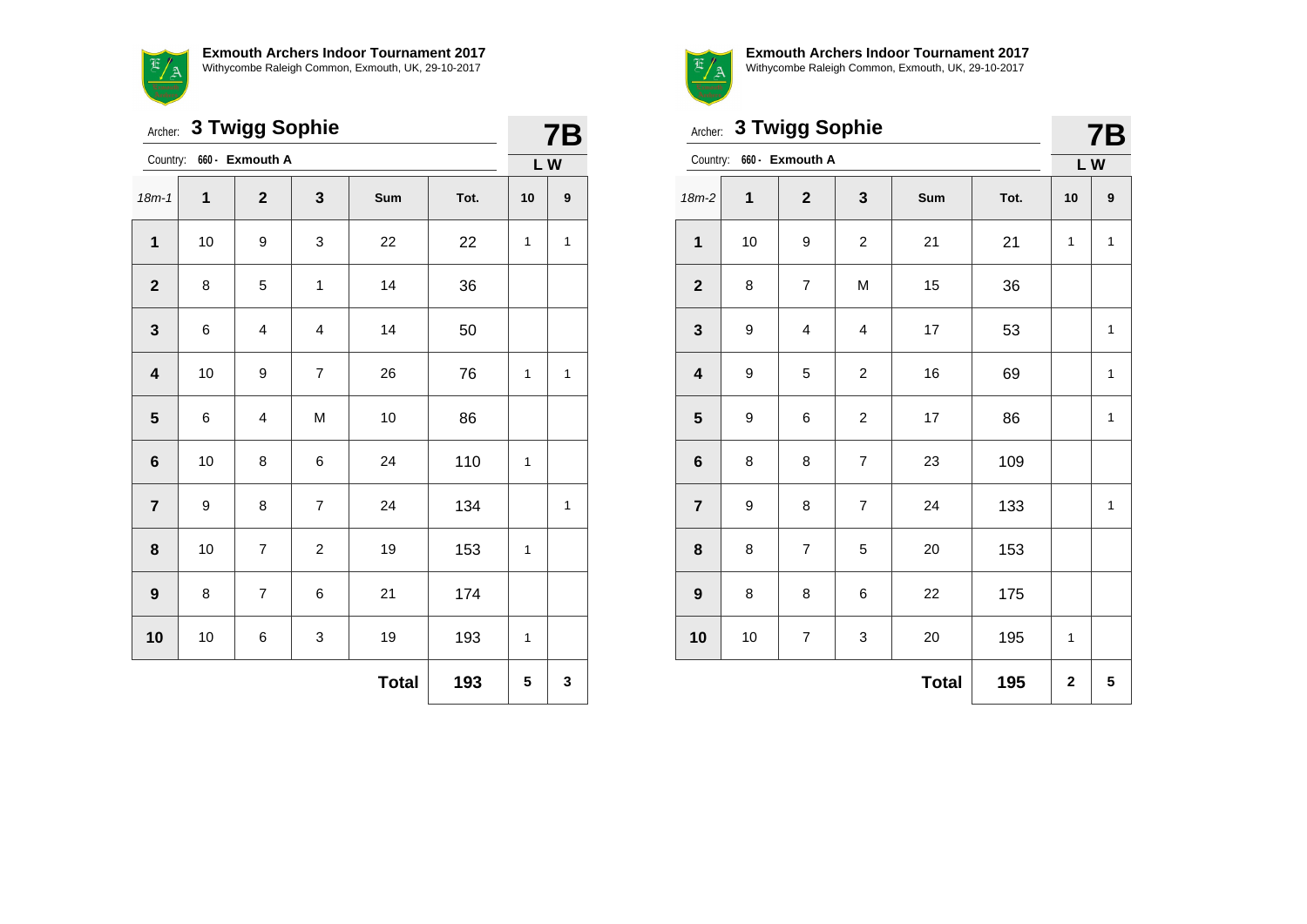**Exmouth Archers Indoor Tournament 2017**
Withycombe Raleigh Common, Exmouth, UK, 29-10-2017

Archer: **3 Twigg Sophie** — **7B**

Country: **660 - Exmouth A** — **L W**

| 18m-1 | 1 | 2 | 3 | Sum | Tot. | 10 | 9 |
|---|---|---|---|---|---|---|---|
| **1** | 10 | 9 | 3 | 22 | 22 | 1 | 1 |
| **2** | 8 | 5 | 1 | 14 | 36 | | |
| **3** | 6 | 4 | 4 | 14 | 50 | | |
| **4** | 10 | 9 | 7 | 26 | 76 | 1 | 1 |
| **5** | 6 | 4 | M | 10 | 86 | | |
| **6** | 10 | 8 | 6 | 24 | 110 | 1 | |
| **7** | 9 | 8 | 7 | 24 | 134 | | 1 |
| **8** | 10 | 7 | 2 | 19 | 153 | 1 | |
| **9** | 8 | 7 | 6 | 21 | 174 | | |
| **10** | 10 | 6 | 3 | 19 | 193 | 1 | |
| | | | | **Total** | **193** | **5** | **3** |

**Exmouth Archers Indoor Tournament 2017**
Withycombe Raleigh Common, Exmouth, UK, 29-10-2017

Archer: **3 Twigg Sophie** — **7B**

Country: **660 - Exmouth A** — **L W**

| 18m-2 | 1 | 2 | 3 | Sum | Tot. | 10 | 9 |
|---|---|---|---|---|---|---|---|
| **1** | 10 | 9 | 2 | 21 | 21 | 1 | 1 |
| **2** | 8 | 7 | M | 15 | 36 | | |
| **3** | 9 | 4 | 4 | 17 | 53 | | 1 |
| **4** | 9 | 5 | 2 | 16 | 69 | | 1 |
| **5** | 9 | 6 | 2 | 17 | 86 | | 1 |
| **6** | 8 | 8 | 7 | 23 | 109 | | |
| **7** | 9 | 8 | 7 | 24 | 133 | | 1 |
| **8** | 8 | 7 | 5 | 20 | 153 | | |
| **9** | 8 | 8 | 6 | 22 | 175 | | |
| **10** | 10 | 7 | 3 | 20 | 195 | 1 | |
| | | | | **Total** | **195** | **2** | **5** |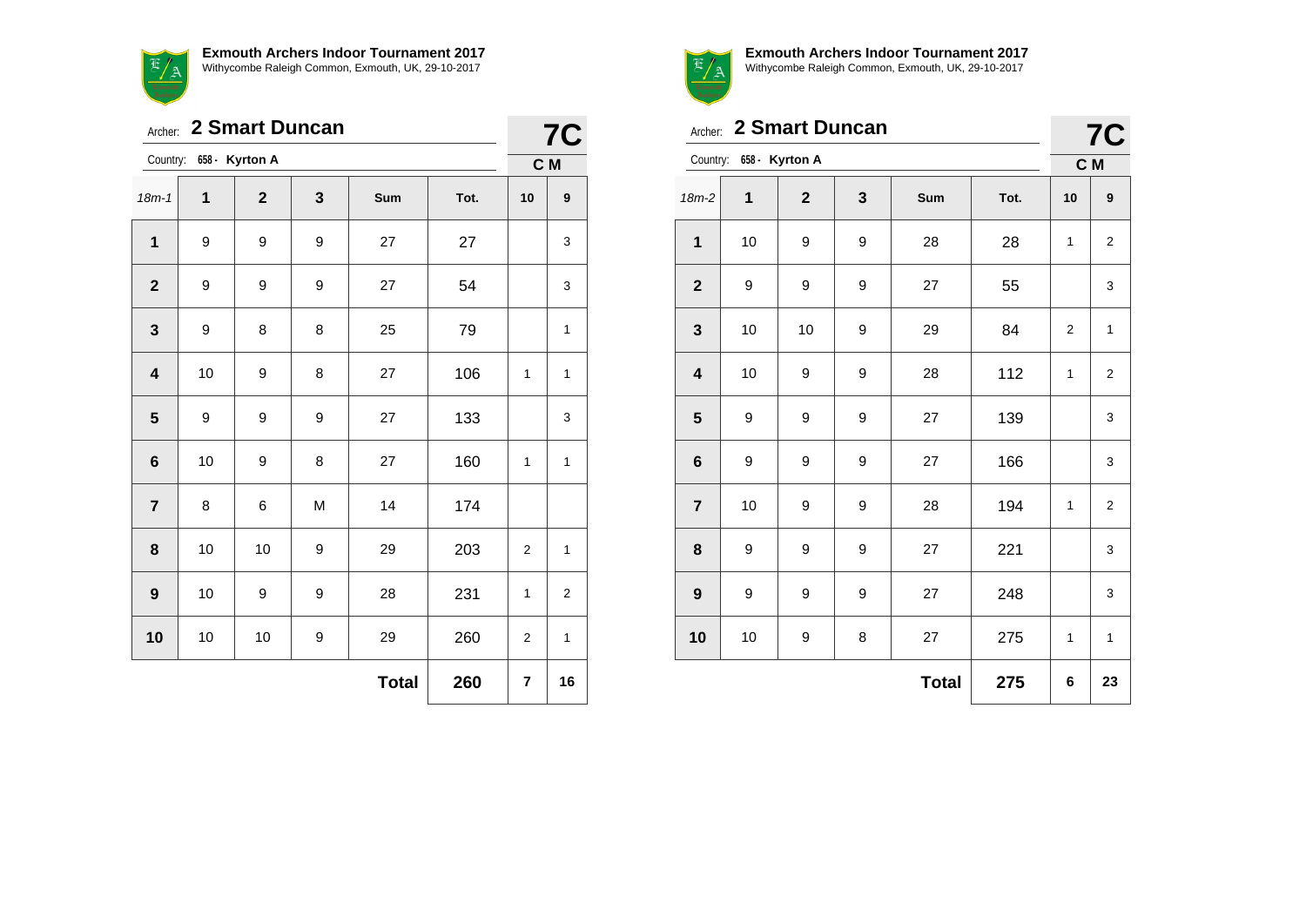**Exmouth Archers Indoor Tournament 2017**
Withycombe Raleigh Common, Exmouth, UK, 29-10-2017

Archer: **2 Smart Duncan**

Country: 658 - **Kyrton A**

**7C**

**C M**

| 18m-1 | 1 | 2 | 3 | Sum | Tot. | 10 | 9 |
|---|---|---|---|---|---|---|---|
| **1** | 9 | 9 | 9 | 27 | 27 | | 3 |
| **2** | 9 | 9 | 9 | 27 | 54 | | 3 |
| **3** | 9 | 8 | 8 | 25 | 79 | | 1 |
| **4** | 10 | 9 | 8 | 27 | 106 | 1 | 1 |
| **5** | 9 | 9 | 9 | 27 | 133 | | 3 |
| **6** | 10 | 9 | 8 | 27 | 160 | 1 | 1 |
| **7** | 8 | 6 | M | 14 | 174 | | |
| **8** | 10 | 10 | 9 | 29 | 203 | 2 | 1 |
| **9** | 10 | 9 | 9 | 28 | 231 | 1 | 2 |
| **10** | 10 | 10 | 9 | 29 | 260 | 2 | 1 |
| | | | | **Total** | **260** | **7** | **16** |

**Exmouth Archers Indoor Tournament 2017**
Withycombe Raleigh Common, Exmouth, UK, 29-10-2017

Archer: **2 Smart Duncan**

Country: 658 - **Kyrton A**

**7C**

**C M**

| 18m-2 | 1 | 2 | 3 | Sum | Tot. | 10 | 9 |
|---|---|---|---|---|---|---|---|
| **1** | 10 | 9 | 9 | 28 | 28 | 1 | 2 |
| **2** | 9 | 9 | 9 | 27 | 55 | | 3 |
| **3** | 10 | 10 | 9 | 29 | 84 | 2 | 1 |
| **4** | 10 | 9 | 9 | 28 | 112 | 1 | 2 |
| **5** | 9 | 9 | 9 | 27 | 139 | | 3 |
| **6** | 9 | 9 | 9 | 27 | 166 | | 3 |
| **7** | 10 | 9 | 9 | 28 | 194 | 1 | 2 |
| **8** | 9 | 9 | 9 | 27 | 221 | | 3 |
| **9** | 9 | 9 | 9 | 27 | 248 | | 3 |
| **10** | 10 | 9 | 8 | 27 | 275 | 1 | 1 |
| | | | | **Total** | **275** | **6** | **23** |